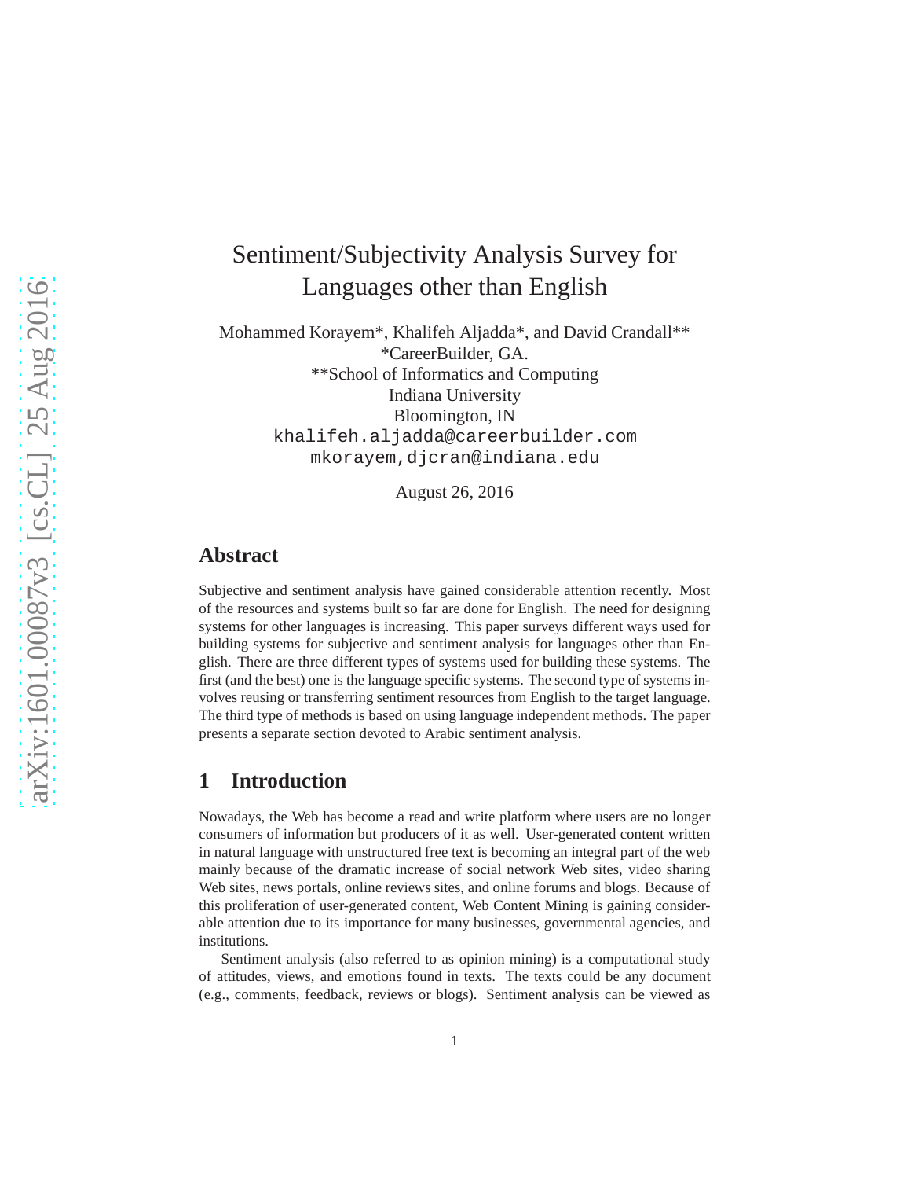# Sentiment/Subjectivity Analysis Survey for Languages other than English

Mohammed Korayem*, Khalifeh Aljadda*, and David Crandall**
*CareerBuilder, GA.
**School of Informatics and Computing
Indiana University
Bloomington, IN
khalifeh.aljadda@careerbuilder.com
mkorayem,djcran@indiana.edu

August 26, 2016

## Abstract

Subjective and sentiment analysis have gained considerable attention recently. Most of the resources and systems built so far are done for English. The need for designing systems for other languages is increasing. This paper surveys different ways used for building systems for subjective and sentiment analysis for languages other than English. There are three different types of systems used for building these systems. The first (and the best) one is the language specific systems. The second type of systems involves reusing or transferring sentiment resources from English to the target language. The third type of methods is based on using language independent methods. The paper presents a separate section devoted to Arabic sentiment analysis.

## 1 Introduction

Nowadays, the Web has become a read and write platform where users are no longer consumers of information but producers of it as well. User-generated content written in natural language with unstructured free text is becoming an integral part of the web mainly because of the dramatic increase of social network Web sites, video sharing Web sites, news portals, online reviews sites, and online forums and blogs. Because of this proliferation of user-generated content, Web Content Mining is gaining considerable attention due to its importance for many businesses, governmental agencies, and institutions.

Sentiment analysis (also referred to as opinion mining) is a computational study of attitudes, views, and emotions found in texts. The texts could be any document (e.g., comments, feedback, reviews or blogs). Sentiment analysis can be viewed as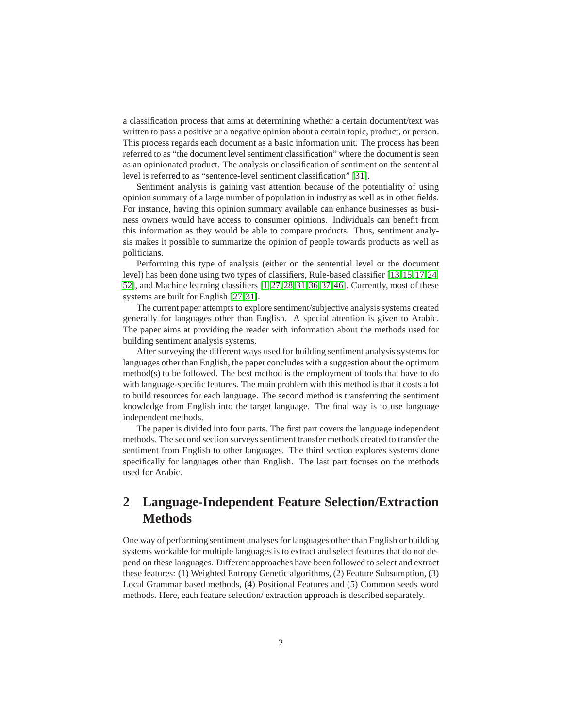a classification process that aims at determining whether a certain document/text was written to pass a positive or a negative opinion about a certain topic, product, or person. This process regards each document as a basic information unit. The process has been referred to as "the document level sentiment classification" where the document is seen as an opinionated product. The analysis or classification of sentiment on the sentential level is referred to as "sentence-level sentiment classification" [31].

Sentiment analysis is gaining vast attention because of the potentiality of using opinion summary of a large number of population in industry as well as in other fields. For instance, having this opinion summary available can enhance businesses as business owners would have access to consumer opinions. Individuals can benefit from this information as they would be able to compare products. Thus, sentiment analysis makes it possible to summarize the opinion of people towards products as well as politicians.

Performing this type of analysis (either on the sentential level or the document level) has been done using two types of classifiers, Rule-based classifier [13,15,17,24,52], and Machine learning classifiers [1,27,28,31,36,37,46]. Currently, most of these systems are built for English [27,31].

The current paper attempts to explore sentiment/subjective analysis systems created generally for languages other than English. A special attention is given to Arabic. The paper aims at providing the reader with information about the methods used for building sentiment analysis systems.

After surveying the different ways used for building sentiment analysis systems for languages other than English, the paper concludes with a suggestion about the optimum method(s) to be followed. The best method is the employment of tools that have to do with language-specific features. The main problem with this method is that it costs a lot to build resources for each language. The second method is transferring the sentiment knowledge from English into the target language. The final way is to use language independent methods.

The paper is divided into four parts. The first part covers the language independent methods. The second section surveys sentiment transfer methods created to transfer the sentiment from English to other languages. The third section explores systems done specifically for languages other than English. The last part focuses on the methods used for Arabic.

## 2 Language-Independent Feature Selection/Extraction Methods

One way of performing sentiment analyses for languages other than English or building systems workable for multiple languages is to extract and select features that do not depend on these languages. Different approaches have been followed to select and extract these features: (1) Weighted Entropy Genetic algorithms, (2) Feature Subsumption, (3) Local Grammar based methods, (4) Positional Features and (5) Common seeds word methods. Here, each feature selection/ extraction approach is described separately.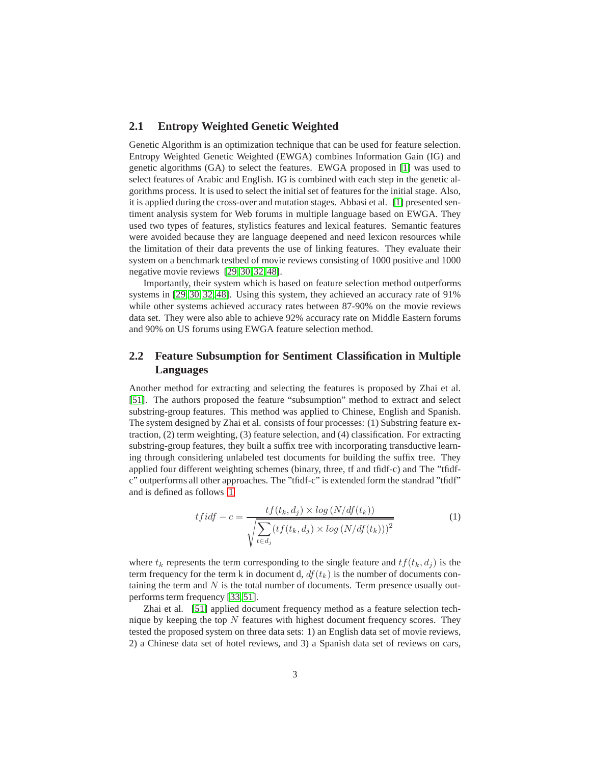## 2.1 Entropy Weighted Genetic Weighted

Genetic Algorithm is an optimization technique that can be used for feature selection. Entropy Weighted Genetic Weighted (EWGA) combines Information Gain (IG) and genetic algorithms (GA) to select the features. EWGA proposed in [1] was used to select features of Arabic and English. IG is combined with each step in the genetic algorithms process. It is used to select the initial set of features for the initial stage. Also, it is applied during the cross-over and mutation stages. Abbasi et al. [1] presented sentiment analysis system for Web forums in multiple language based on EWGA. They used two types of features, stylistics features and lexical features. Semantic features were avoided because they are language deepened and need lexicon resources while the limitation of their data prevents the use of linking features. They evaluate their system on a benchmark testbed of movie reviews consisting of 1000 positive and 1000 negative movie reviews [29,30,32,48].

Importantly, their system which is based on feature selection method outperforms systems in [29,30,32,48]. Using this system, they achieved an accuracy rate of 91% while other systems achieved accuracy rates between 87-90% on the movie reviews data set. They were also able to achieve 92% accuracy rate on Middle Eastern forums and 90% on US forums using EWGA feature selection method.

## 2.2 Feature Subsumption for Sentiment Classification in Multiple Languages

Another method for extracting and selecting the features is proposed by Zhai et al. [51]. The authors proposed the feature "subsumption" method to extract and select substring-group features. This method was applied to Chinese, English and Spanish. The system designed by Zhai et al. consists of four processes: (1) Substring feature extraction, (2) term weighting, (3) feature selection, and (4) classification. For extracting substring-group features, they built a suffix tree with incorporating transductive learning through considering unlabeled test documents for building the suffix tree. They applied four different weighting schemes (binary, three, tf and tfidf-c) and The "tfidf-c" outperforms all other approaches. The "tfidf-c" is extended form the standrad "tfidf" and is defined as follows 1

$$tfidf-c = \frac{tf(t_k, d_j) \times log\,(N/df(t_k))}{\sqrt{\sum_{t \in d_j} (tf(t_k, d_j) \times log\,(N/df(t_k)))^2}} \tag{1}$$

where $t_k$ represents the term corresponding to the single feature and $tf(t_k, d_j)$ is the term frequency for the term k in document d, $df(t_k)$ is the number of documents containing the term and $N$ is the total number of documents. Term presence usually outperforms term frequency [33,51].

Zhai et al. [51] applied document frequency method as a feature selection technique by keeping the top $N$ features with highest document frequency scores. They tested the proposed system on three data sets: 1) an English data set of movie reviews, 2) a Chinese data set of hotel reviews, and 3) a Spanish data set of reviews on cars,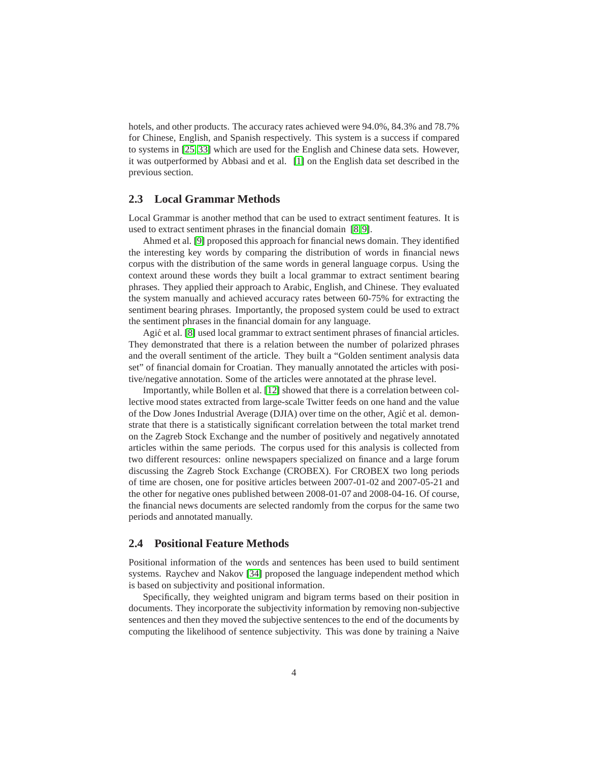hotels, and other products. The accuracy rates achieved were 94.0%, 84.3% and 78.7% for Chinese, English, and Spanish respectively. This system is a success if compared to systems in [25, 33] which are used for the English and Chinese data sets. However, it was outperformed by Abbasi and et al. [1] on the English data set described in the previous section.

## 2.3 Local Grammar Methods

Local Grammar is another method that can be used to extract sentiment features. It is used to extract sentiment phrases in the financial domain [8, 9].

Ahmed et al. [9] proposed this approach for financial news domain. They identified the interesting key words by comparing the distribution of words in financial news corpus with the distribution of the same words in general language corpus. Using the context around these words they built a local grammar to extract sentiment bearing phrases. They applied their approach to Arabic, English, and Chinese. They evaluated the system manually and achieved accuracy rates between 60-75% for extracting the sentiment bearing phrases. Importantly, the proposed system could be used to extract the sentiment phrases in the financial domain for any language.

Agić et al. [8] used local grammar to extract sentiment phrases of financial articles. They demonstrated that there is a relation between the number of polarized phrases and the overall sentiment of the article. They built a "Golden sentiment analysis data set" of financial domain for Croatian. They manually annotated the articles with positive/negative annotation. Some of the articles were annotated at the phrase level.

Importantly, while Bollen et al. [12] showed that there is a correlation between collective mood states extracted from large-scale Twitter feeds on one hand and the value of the Dow Jones Industrial Average (DJIA) over time on the other, Agić et al. demonstrate that there is a statistically significant correlation between the total market trend on the Zagreb Stock Exchange and the number of positively and negatively annotated articles within the same periods. The corpus used for this analysis is collected from two different resources: online newspapers specialized on finance and a large forum discussing the Zagreb Stock Exchange (CROBEX). For CROBEX two long periods of time are chosen, one for positive articles between 2007-01-02 and 2007-05-21 and the other for negative ones published between 2008-01-07 and 2008-04-16. Of course, the financial news documents are selected randomly from the corpus for the same two periods and annotated manually.

## 2.4 Positional Feature Methods

Positional information of the words and sentences has been used to build sentiment systems. Raychev and Nakov [34] proposed the language independent method which is based on subjectivity and positional information.

Specifically, they weighted unigram and bigram terms based on their position in documents. They incorporate the subjectivity information by removing non-subjective sentences and then they moved the subjective sentences to the end of the documents by computing the likelihood of sentence subjectivity. This was done by training a Naive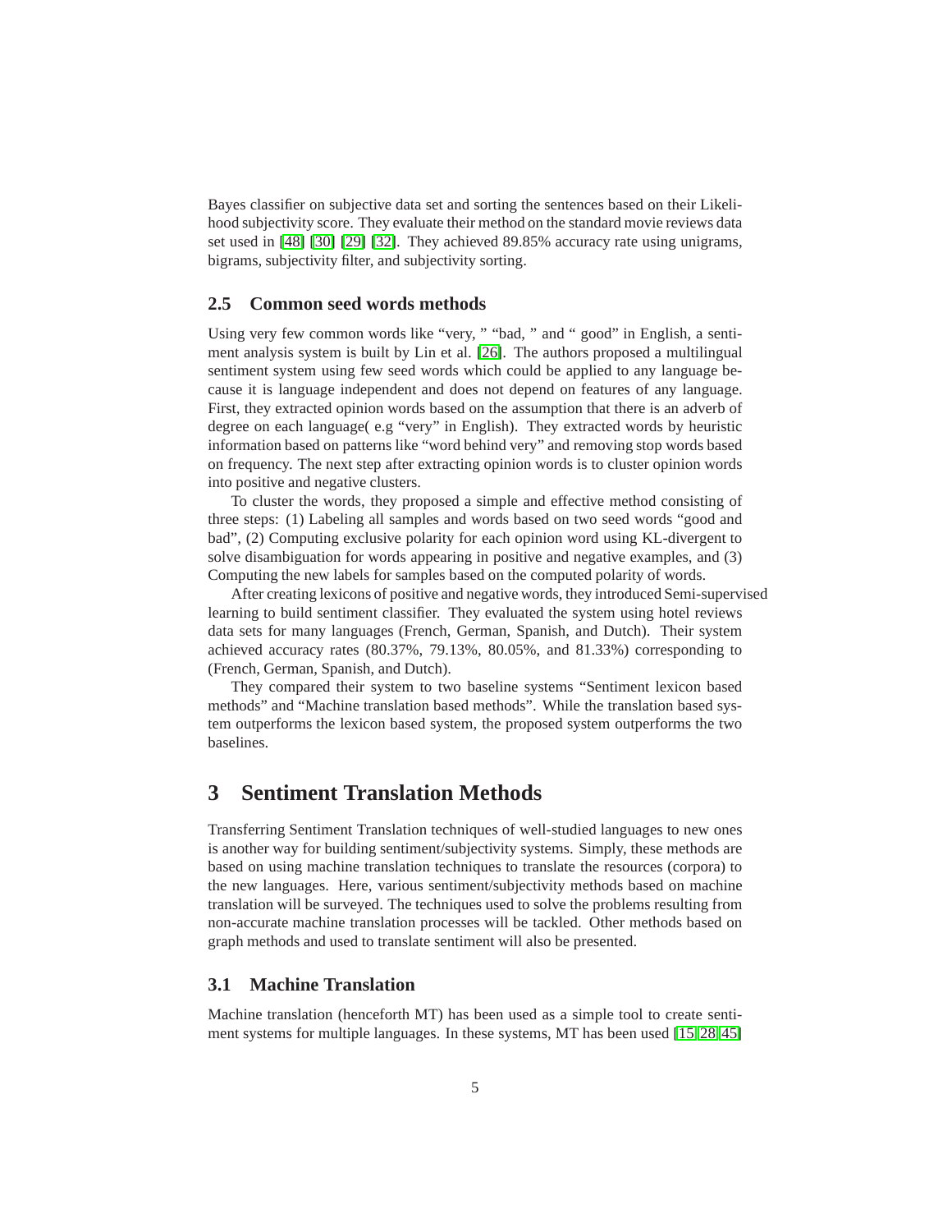Bayes classifier on subjective data set and sorting the sentences based on their Likelihood subjectivity score. They evaluate their method on the standard movie reviews data set used in [48] [30] [29] [32]. They achieved 89.85% accuracy rate using unigrams, bigrams, subjectivity filter, and subjectivity sorting.

### 2.5 Common seed words methods

Using very few common words like "very, " "bad, " and " good" in English, a sentiment analysis system is built by Lin et al. [26]. The authors proposed a multilingual sentiment system using few seed words which could be applied to any language because it is language independent and does not depend on features of any language. First, they extracted opinion words based on the assumption that there is an adverb of degree on each language( e.g "very" in English). They extracted words by heuristic information based on patterns like "word behind very" and removing stop words based on frequency. The next step after extracting opinion words is to cluster opinion words into positive and negative clusters.

To cluster the words, they proposed a simple and effective method consisting of three steps: (1) Labeling all samples and words based on two seed words "good and bad", (2) Computing exclusive polarity for each opinion word using KL-divergent to solve disambiguation for words appearing in positive and negative examples, and (3) Computing the new labels for samples based on the computed polarity of words.

After creating lexicons of positive and negative words, they introduced Semi-supervised learning to build sentiment classifier. They evaluated the system using hotel reviews data sets for many languages (French, German, Spanish, and Dutch). Their system achieved accuracy rates (80.37%, 79.13%, 80.05%, and 81.33%) corresponding to (French, German, Spanish, and Dutch).

They compared their system to two baseline systems "Sentiment lexicon based methods" and "Machine translation based methods". While the translation based system outperforms the lexicon based system, the proposed system outperforms the two baselines.

## 3 Sentiment Translation Methods

Transferring Sentiment Translation techniques of well-studied languages to new ones is another way for building sentiment/subjectivity systems. Simply, these methods are based on using machine translation techniques to translate the resources (corpora) to the new languages. Here, various sentiment/subjectivity methods based on machine translation will be surveyed. The techniques used to solve the problems resulting from non-accurate machine translation processes will be tackled. Other methods based on graph methods and used to translate sentiment will also be presented.

### 3.1 Machine Translation

Machine translation (henceforth MT) has been used as a simple tool to create sentiment systems for multiple languages. In these systems, MT has been used [15,28,45]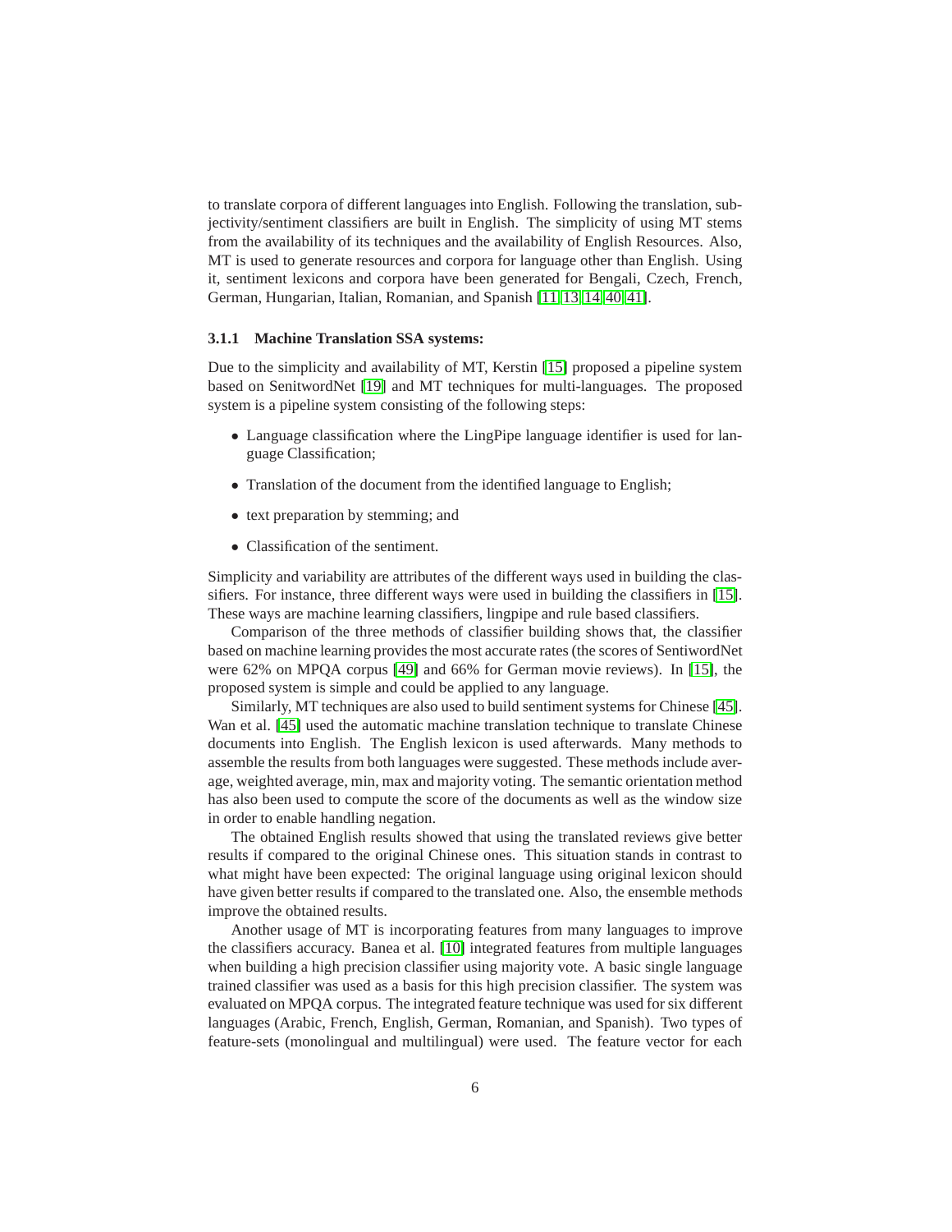to translate corpora of different languages into English. Following the translation, subjectivity/sentiment classifiers are built in English. The simplicity of using MT stems from the availability of its techniques and the availability of English Resources. Also, MT is used to generate resources and corpora for language other than English. Using it, sentiment lexicons and corpora have been generated for Bengali, Czech, French, German, Hungarian, Italian, Romanian, and Spanish [11, 13, 14, 40, 41].

### 3.1.1 Machine Translation SSA systems:

Due to the simplicity and availability of MT, Kerstin [15] proposed a pipeline system based on SenitwordNet [19] and MT techniques for multi-languages. The proposed system is a pipeline system consisting of the following steps:

- Language classification where the LingPipe language identifier is used for language Classification;
- Translation of the document from the identified language to English;
- text preparation by stemming; and
- Classification of the sentiment.

Simplicity and variability are attributes of the different ways used in building the classifiers. For instance, three different ways were used in building the classifiers in [15]. These ways are machine learning classifiers, lingpipe and rule based classifiers.

Comparison of the three methods of classifier building shows that, the classifier based on machine learning provides the most accurate rates (the scores of SentiwordNet were 62% on MPQA corpus [49] and 66% for German movie reviews). In [15], the proposed system is simple and could be applied to any language.

Similarly, MT techniques are also used to build sentiment systems for Chinese [45]. Wan et al. [45] used the automatic machine translation technique to translate Chinese documents into English. The English lexicon is used afterwards. Many methods to assemble the results from both languages were suggested. These methods include average, weighted average, min, max and majority voting. The semantic orientation method has also been used to compute the score of the documents as well as the window size in order to enable handling negation.

The obtained English results showed that using the translated reviews give better results if compared to the original Chinese ones. This situation stands in contrast to what might have been expected: The original language using original lexicon should have given better results if compared to the translated one. Also, the ensemble methods improve the obtained results.

Another usage of MT is incorporating features from many languages to improve the classifiers accuracy. Banea et al. [10] integrated features from multiple languages when building a high precision classifier using majority vote. A basic single language trained classifier was used as a basis for this high precision classifier. The system was evaluated on MPQA corpus. The integrated feature technique was used for six different languages (Arabic, French, English, German, Romanian, and Spanish). Two types of feature-sets (monolingual and multilingual) were used. The feature vector for each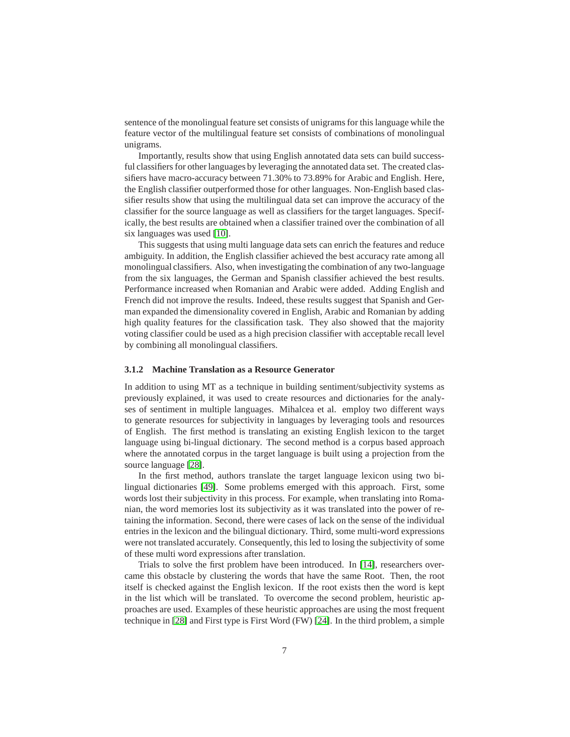sentence of the monolingual feature set consists of unigrams for this language while the feature vector of the multilingual feature set consists of combinations of monolingual unigrams.

Importantly, results show that using English annotated data sets can build successful classifiers for other languages by leveraging the annotated data set. The created classifiers have macro-accuracy between 71.30% to 73.89% for Arabic and English. Here, the English classifier outperformed those for other languages. Non-English based classifier results show that using the multilingual data set can improve the accuracy of the classifier for the source language as well as classifiers for the target languages. Specifically, the best results are obtained when a classifier trained over the combination of all six languages was used [10].

This suggests that using multi language data sets can enrich the features and reduce ambiguity. In addition, the English classifier achieved the best accuracy rate among all monolingual classifiers. Also, when investigating the combination of any two-language from the six languages, the German and Spanish classifier achieved the best results. Performance increased when Romanian and Arabic were added. Adding English and French did not improve the results. Indeed, these results suggest that Spanish and German expanded the dimensionality covered in English, Arabic and Romanian by adding high quality features for the classification task. They also showed that the majority voting classifier could be used as a high precision classifier with acceptable recall level by combining all monolingual classifiers.

### 3.1.2 Machine Translation as a Resource Generator

In addition to using MT as a technique in building sentiment/subjectivity systems as previously explained, it was used to create resources and dictionaries for the analyses of sentiment in multiple languages. Mihalcea et al. employ two different ways to generate resources for subjectivity in languages by leveraging tools and resources of English. The first method is translating an existing English lexicon to the target language using bi-lingual dictionary. The second method is a corpus based approach where the annotated corpus in the target language is built using a projection from the source language [28].

In the first method, authors translate the target language lexicon using two bilingual dictionaries [49]. Some problems emerged with this approach. First, some words lost their subjectivity in this process. For example, when translating into Romanian, the word memories lost its subjectivity as it was translated into the power of retaining the information. Second, there were cases of lack on the sense of the individual entries in the lexicon and the bilingual dictionary. Third, some multi-word expressions were not translated accurately. Consequently, this led to losing the subjectivity of some of these multi word expressions after translation.

Trials to solve the first problem have been introduced. In [14], researchers overcame this obstacle by clustering the words that have the same Root. Then, the root itself is checked against the English lexicon. If the root exists then the word is kept in the list which will be translated. To overcome the second problem, heuristic approaches are used. Examples of these heuristic approaches are using the most frequent technique in [28] and First type is First Word (FW) [24]. In the third problem, a simple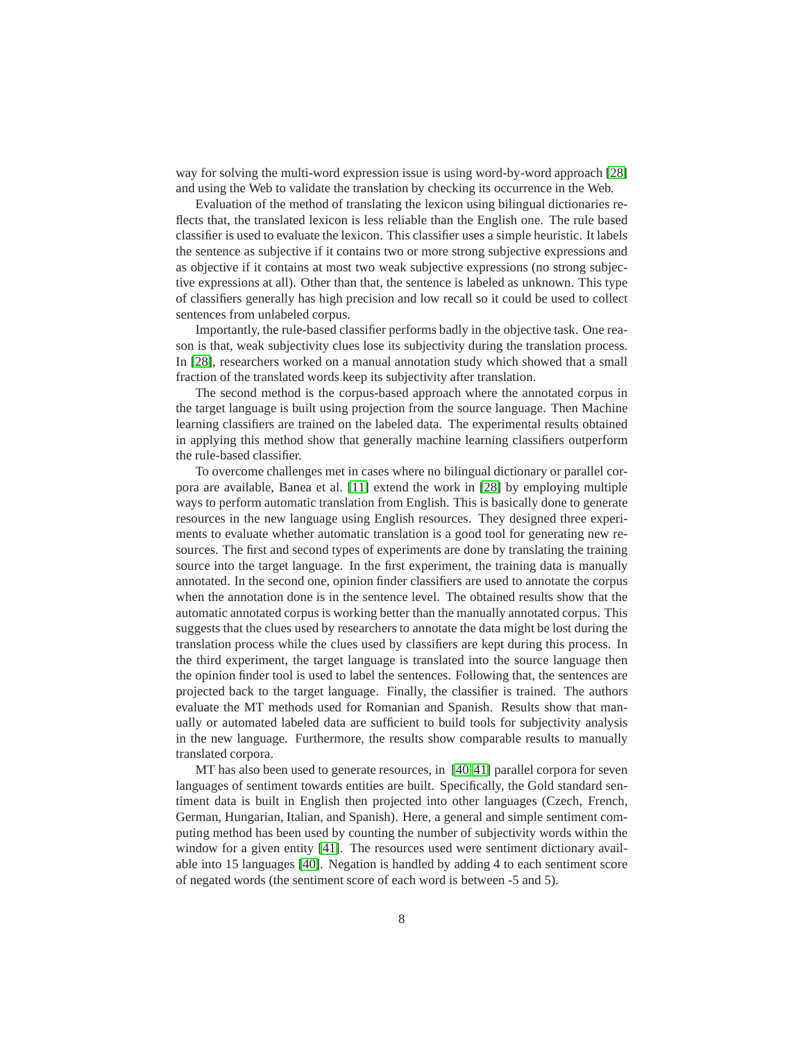way for solving the multi-word expression issue is using word-by-word approach [28] and using the Web to validate the translation by checking its occurrence in the Web.

Evaluation of the method of translating the lexicon using bilingual dictionaries reflects that, the translated lexicon is less reliable than the English one. The rule based classifier is used to evaluate the lexicon. This classifier uses a simple heuristic. It labels the sentence as subjective if it contains two or more strong subjective expressions and as objective if it contains at most two weak subjective expressions (no strong subjective expressions at all). Other than that, the sentence is labeled as unknown. This type of classifiers generally has high precision and low recall so it could be used to collect sentences from unlabeled corpus.

Importantly, the rule-based classifier performs badly in the objective task. One reason is that, weak subjectivity clues lose its subjectivity during the translation process. In [28], researchers worked on a manual annotation study which showed that a small fraction of the translated words keep its subjectivity after translation.

The second method is the corpus-based approach where the annotated corpus in the target language is built using projection from the source language. Then Machine learning classifiers are trained on the labeled data. The experimental results obtained in applying this method show that generally machine learning classifiers outperform the rule-based classifier.

To overcome challenges met in cases where no bilingual dictionary or parallel corpora are available, Banea et al. [11] extend the work in [28] by employing multiple ways to perform automatic translation from English. This is basically done to generate resources in the new language using English resources. They designed three experiments to evaluate whether automatic translation is a good tool for generating new resources. The first and second types of experiments are done by translating the training source into the target language. In the first experiment, the training data is manually annotated. In the second one, opinion finder classifiers are used to annotate the corpus when the annotation done is in the sentence level. The obtained results show that the automatic annotated corpus is working better than the manually annotated corpus. This suggests that the clues used by researchers to annotate the data might be lost during the translation process while the clues used by classifiers are kept during this process. In the third experiment, the target language is translated into the source language then the opinion finder tool is used to label the sentences. Following that, the sentences are projected back to the target language. Finally, the classifier is trained. The authors evaluate the MT methods used for Romanian and Spanish. Results show that manually or automated labeled data are sufficient to build tools for subjectivity analysis in the new language. Furthermore, the results show comparable results to manually translated corpora.

MT has also been used to generate resources, in [40,41] parallel corpora for seven languages of sentiment towards entities are built. Specifically, the Gold standard sentiment data is built in English then projected into other languages (Czech, French, German, Hungarian, Italian, and Spanish). Here, a general and simple sentiment computing method has been used by counting the number of subjectivity words within the window for a given entity [41]. The resources used were sentiment dictionary available into 15 languages [40]. Negation is handled by adding 4 to each sentiment score of negated words (the sentiment score of each word is between -5 and 5).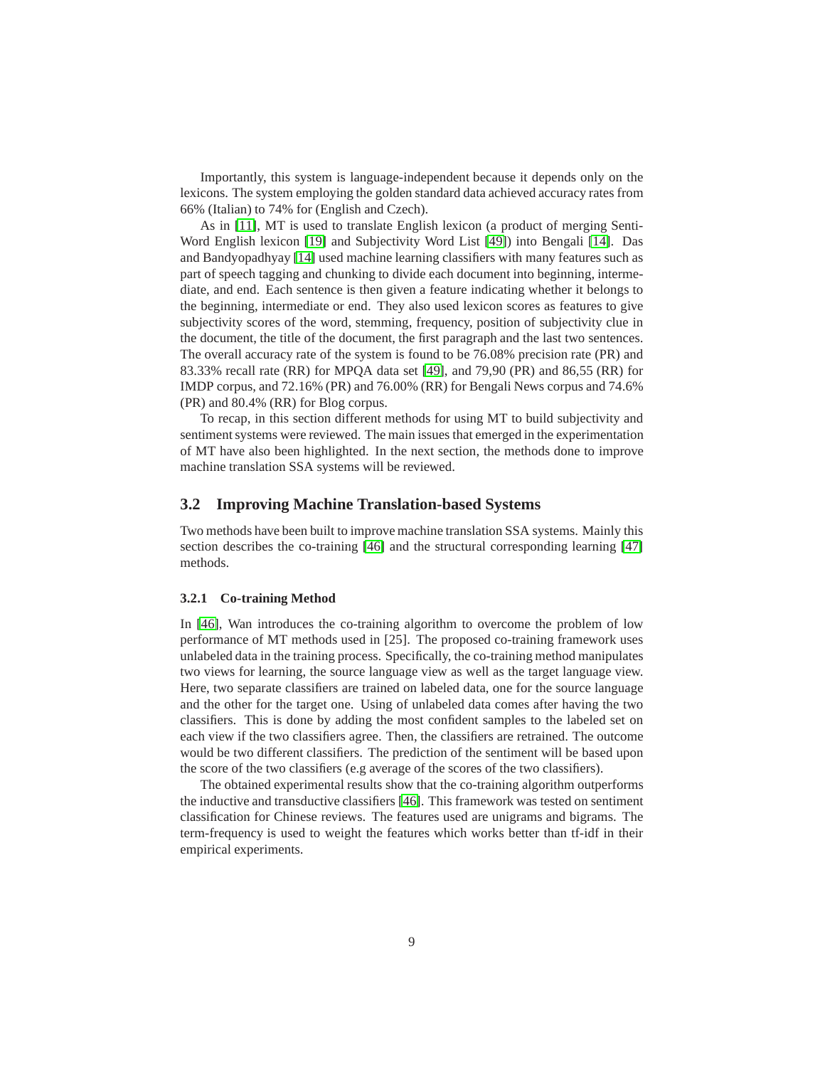Importantly, this system is language-independent because it depends only on the lexicons. The system employing the golden standard data achieved accuracy rates from 66% (Italian) to 74% for (English and Czech).

As in [11], MT is used to translate English lexicon (a product of merging Senti-Word English lexicon [19] and Subjectivity Word List [49]) into Bengali [14]. Das and Bandyopadhyay [14] used machine learning classifiers with many features such as part of speech tagging and chunking to divide each document into beginning, intermediate, and end. Each sentence is then given a feature indicating whether it belongs to the beginning, intermediate or end. They also used lexicon scores as features to give subjectivity scores of the word, stemming, frequency, position of subjectivity clue in the document, the title of the document, the first paragraph and the last two sentences. The overall accuracy rate of the system is found to be 76.08% precision rate (PR) and 83.33% recall rate (RR) for MPQA data set [49], and 79,90 (PR) and 86,55 (RR) for IMDP corpus, and 72.16% (PR) and 76.00% (RR) for Bengali News corpus and 74.6% (PR) and 80.4% (RR) for Blog corpus.

To recap, in this section different methods for using MT to build subjectivity and sentiment systems were reviewed. The main issues that emerged in the experimentation of MT have also been highlighted. In the next section, the methods done to improve machine translation SSA systems will be reviewed.

## 3.2 Improving Machine Translation-based Systems

Two methods have been built to improve machine translation SSA systems. Mainly this section describes the co-training [46] and the structural corresponding learning [47] methods.

### 3.2.1 Co-training Method

In [46], Wan introduces the co-training algorithm to overcome the problem of low performance of MT methods used in [25]. The proposed co-training framework uses unlabeled data in the training process. Specifically, the co-training method manipulates two views for learning, the source language view as well as the target language view. Here, two separate classifiers are trained on labeled data, one for the source language and the other for the target one. Using of unlabeled data comes after having the two classifiers. This is done by adding the most confident samples to the labeled set on each view if the two classifiers agree. Then, the classifiers are retrained. The outcome would be two different classifiers. The prediction of the sentiment will be based upon the score of the two classifiers (e.g average of the scores of the two classifiers).

The obtained experimental results show that the co-training algorithm outperforms the inductive and transductive classifiers [46]. This framework was tested on sentiment classification for Chinese reviews. The features used are unigrams and bigrams. The term-frequency is used to weight the features which works better than tf-idf in their empirical experiments.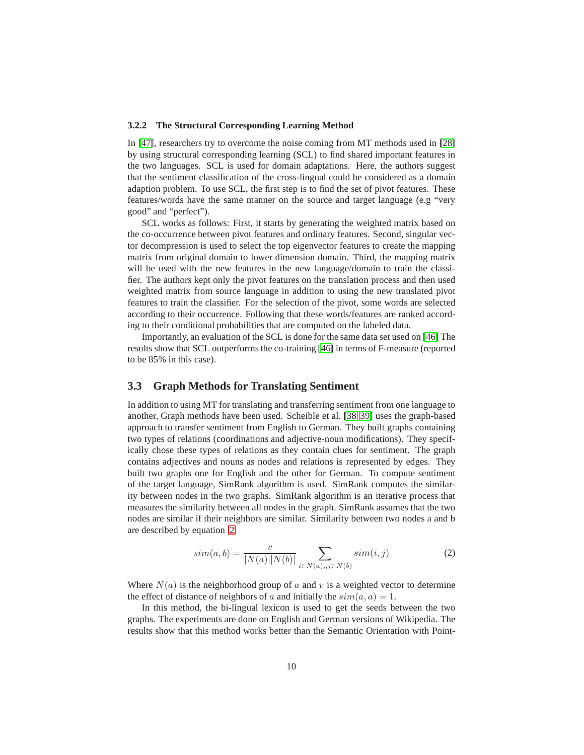### 3.2.2 The Structural Corresponding Learning Method

In [47], researchers try to overcome the noise coming from MT methods used in [28] by using structural corresponding learning (SCL) to find shared important features in the two languages. SCL is used for domain adaptations. Here, the authors suggest that the sentiment classification of the cross-lingual could be considered as a domain adaption problem. To use SCL, the first step is to find the set of pivot features. These features/words have the same manner on the source and target language (e.g "very good" and "perfect").

SCL works as follows: First, it starts by generating the weighted matrix based on the co-occurrence between pivot features and ordinary features. Second, singular vector decompression is used to select the top eigenvector features to create the mapping matrix from original domain to lower dimension domain. Third, the mapping matrix will be used with the new features in the new language/domain to train the classifier. The authors kept only the pivot features on the translation process and then used weighted matrix from source language in addition to using the new translated pivot features to train the classifier. For the selection of the pivot, some words are selected according to their occurrence. Following that these words/features are ranked according to their conditional probabilities that are computed on the labeled data.

Importantly, an evaluation of the SCL is done for the same data set used on [46] The results show that SCL outperforms the co-training [46] in terms of F-measure (reported to be 85% in this case).

## 3.3 Graph Methods for Translating Sentiment

In addition to using MT for translating and transferring sentiment from one language to another, Graph methods have been used. Scheible et al. [38, 39] uses the graph-based approach to transfer sentiment from English to German. They built graphs containing two types of relations (coordinations and adjective-noun modifications). They specifically chose these types of relations as they contain clues for sentiment. The graph contains adjectives and nouns as nodes and relations is represented by edges. They built two graphs one for English and the other for German. To compute sentiment of the target language, SimRank algorithm is used. SimRank computes the similarity between nodes in the two graphs. SimRank algorithm is an iterative process that measures the similarity between all nodes in the graph. SimRank assumes that the two nodes are similar if their neighbors are similar. Similarity between two nodes a and b are described by equation 2

$$sim(a,b) = \frac{v}{|N(a)||N(b)|} \sum_{i \in N(a),, j \in N(b)} sim(i,j) \tag{2}$$

Where $N(a)$ is the neighborhood group of $a$ and $v$ is a weighted vector to determine the effect of distance of neighbors of $a$ and initially the $sim(a,a) = 1$.

In this method, the bi-lingual lexicon is used to get the seeds between the two graphs. The experiments are done on English and German versions of Wikipedia. The results show that this method works better than the Semantic Orientation with Point-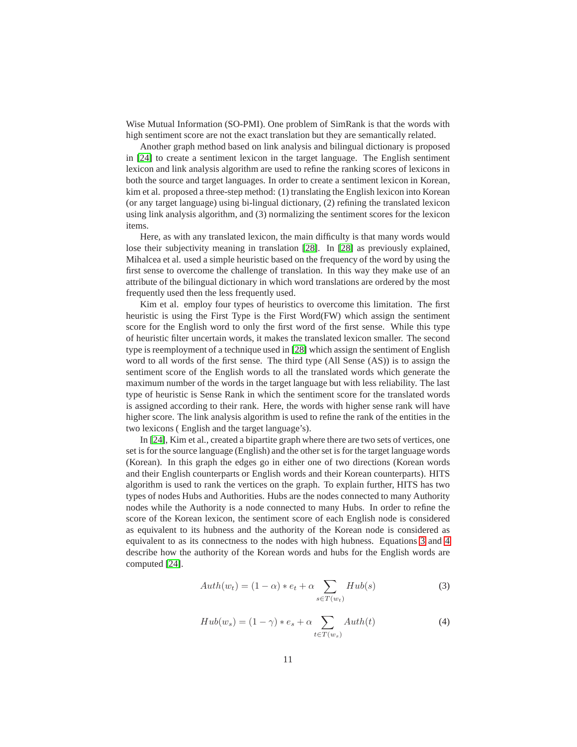Wise Mutual Information (SO-PMI). One problem of SimRank is that the words with high sentiment score are not the exact translation but they are semantically related.

Another graph method based on link analysis and bilingual dictionary is proposed in [24] to create a sentiment lexicon in the target language. The English sentiment lexicon and link analysis algorithm are used to refine the ranking scores of lexicons in both the source and target languages. In order to create a sentiment lexicon in Korean, kim et al. proposed a three-step method: (1) translating the English lexicon into Korean (or any target language) using bi-lingual dictionary, (2) refining the translated lexicon using link analysis algorithm, and (3) normalizing the sentiment scores for the lexicon items.

Here, as with any translated lexicon, the main difficulty is that many words would lose their subjectivity meaning in translation [28]. In [28] as previously explained, Mihalcea et al. used a simple heuristic based on the frequency of the word by using the first sense to overcome the challenge of translation. In this way they make use of an attribute of the bilingual dictionary in which word translations are ordered by the most frequently used then the less frequently used.

Kim et al. employ four types of heuristics to overcome this limitation. The first heuristic is using the First Type is the First Word(FW) which assign the sentiment score for the English word to only the first word of the first sense. While this type of heuristic filter uncertain words, it makes the translated lexicon smaller. The second type is reemployment of a technique used in [28] which assign the sentiment of English word to all words of the first sense. The third type (All Sense (AS)) is to assign the sentiment score of the English words to all the translated words which generate the maximum number of the words in the target language but with less reliability. The last type of heuristic is Sense Rank in which the sentiment score for the translated words is assigned according to their rank. Here, the words with higher sense rank will have higher score. The link analysis algorithm is used to refine the rank of the entities in the two lexicons ( English and the target language's).

In [24], Kim et al., created a bipartite graph where there are two sets of vertices, one set is for the source language (English) and the other set is for the target language words (Korean). In this graph the edges go in either one of two directions (Korean words and their English counterparts or English words and their Korean counterparts). HITS algorithm is used to rank the vertices on the graph. To explain further, HITS has two types of nodes Hubs and Authorities. Hubs are the nodes connected to many Authority nodes while the Authority is a node connected to many Hubs. In order to refine the score of the Korean lexicon, the sentiment score of each English node is considered as equivalent to its hubness and the authority of the Korean node is considered as equivalent to as its connectness to the nodes with high hubness. Equations 3 and 4 describe how the authority of the Korean words and hubs for the English words are computed [24].

$$Auth(w_t) = (1-\alpha) * e_t + \alpha \sum_{s \in T(w_t)} Hub(s) \tag{3}$$

$$Hub(w_s) = (1-\gamma) * e_s + \alpha \sum_{t \in T(w_s)} Auth(t) \tag{4}$$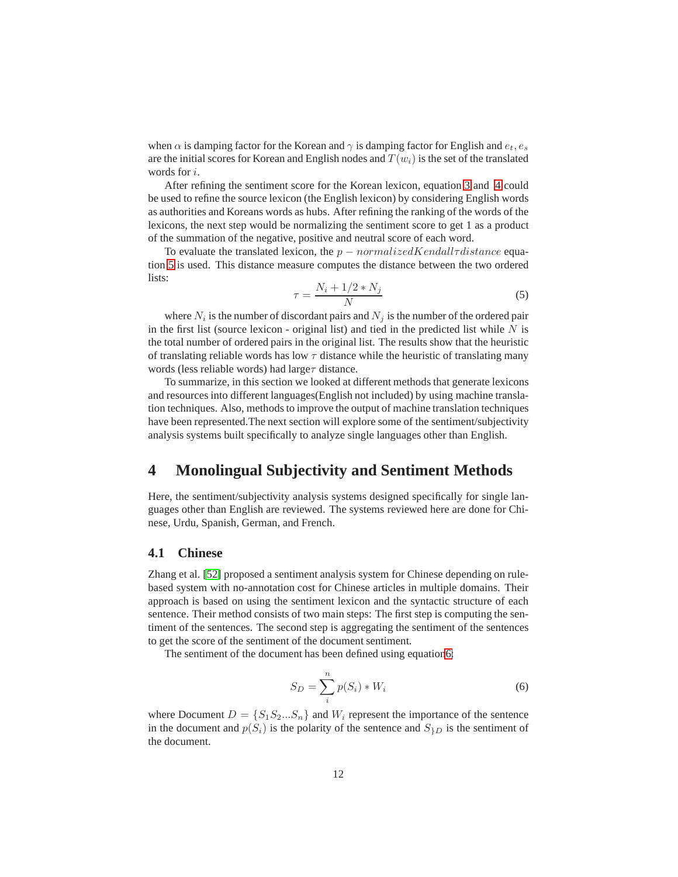when $\alpha$ is damping factor for the Korean and $\gamma$ is damping factor for English and $e_t, e_s$ are the initial scores for Korean and English nodes and $T(w_i)$ is the set of the translated words for $i$.

After refining the sentiment score for the Korean lexicon, equation 3 and 4 could be used to refine the source lexicon (the English lexicon) by considering English words as authorities and Koreans words as hubs. After refining the ranking of the words of the lexicons, the next step would be normalizing the sentiment score to get 1 as a product of the summation of the negative, positive and neutral score of each word.

To evaluate the translated lexicon, the $p - normalizedKendall\tau distance$ equation 5 is used. This distance measure computes the distance between the two ordered lists:

$$\tau = \frac{N_i + 1/2 * N_j}{N} \tag{5}$$

where $N_i$ is the number of discordant pairs and $N_j$ is the number of the ordered pair in the first list (source lexicon - original list) and tied in the predicted list while $N$ is the total number of ordered pairs in the original list. The results show that the heuristic of translating reliable words has low $\tau$ distance while the heuristic of translating many words (less reliable words) had large$\tau$ distance.

To summarize, in this section we looked at different methods that generate lexicons and resources into different languages(English not included) by using machine translation techniques. Also, methods to improve the output of machine translation techniques have been represented.The next section will explore some of the sentiment/subjectivity analysis systems built specifically to analyze single languages other than English.

# 4 Monolingual Subjectivity and Sentiment Methods

Here, the sentiment/subjectivity analysis systems designed specifically for single languages other than English are reviewed. The systems reviewed here are done for Chinese, Urdu, Spanish, German, and French.

## 4.1 Chinese

Zhang et al. [52] proposed a sentiment analysis system for Chinese depending on rule-based system with no-annotation cost for Chinese articles in multiple domains. Their approach is based on using the sentiment lexicon and the syntactic structure of each sentence. Their method consists of two main steps: The first step is computing the sentiment of the sentences. The second step is aggregating the sentiment of the sentences to get the score of the sentiment of the document sentiment.

The sentiment of the document has been defined using equation6:

$$S_D = \sum_{i}^{n} p(S_i) * W_i \tag{6}$$

where Document $D = \{S_1 S_2 ... S_n\}$ and $W_i$ represent the importance of the sentence in the document and $p(S_i)$ is the polarity of the sentence and $S_{\}D}$ is the sentiment of the document.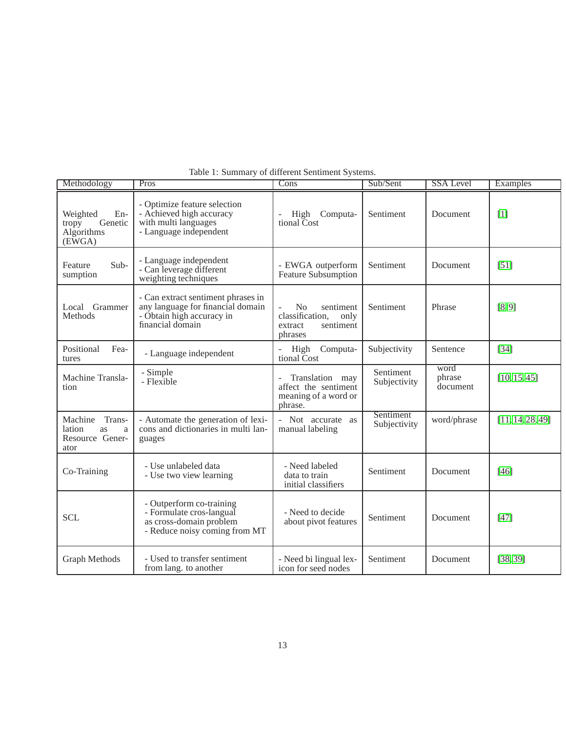Table 1: Summary of different Sentiment Systems.

| Methodology | Pros | Cons | Sub/Sent | SSA Level | Examples |
|---|---|---|---|---|---|
| Weighted Entropy Genetic Algorithms (EWGA) | - Optimize feature selection<br>- Achieved high accuracy with multi languages<br>- Language independent | - High Computational Cost | Sentiment | Document | [1] |
| Feature Subsumption | - Language independent<br>- Can leverage different weighting techniques | - EWGA outperform Feature Subsumption | Sentiment | Document | [51] |
| Local Grammer Methods | - Can extract sentiment phrases in any language for financial domain<br>- Obtain high accuracy in financial domain | - No sentiment classification, only extract sentiment phrases | Sentiment | Phrase | [8, 9] |
| Positional Features | - Language independent | - High Computational Cost | Subjectivity | Sentence | [34] |
| Machine Translation | - Simple<br>- Flexible | - Translation may affect the sentiment meaning of a word or phrase. | Sentiment Subjectivity | word phrase document | [10, 15, 45] |
| Machine Translation as a Resource Generator | - Automate the generation of lexicons and dictionaries in multi languages | - Not accurate as manual labeling | Sentiment Subjectivity | word/phrase | [11, 14, 28, 49] |
| Co-Training | - Use unlabeled data<br>- Use two view learning | - Need labeled data to train initial classifiers | Sentiment | Document | [46] |
| SCL | - Outperform co-training<br>- Formulate cros-langual as cross-domain problem<br>- Reduce noisy coming from MT | - Need to decide about pivot features | Sentiment | Document | [47] |
| Graph Methods | - Used to transfer sentiment from lang. to another | - Need bi lingual lexicon for seed nodes | Sentiment | Document | [38, 39] |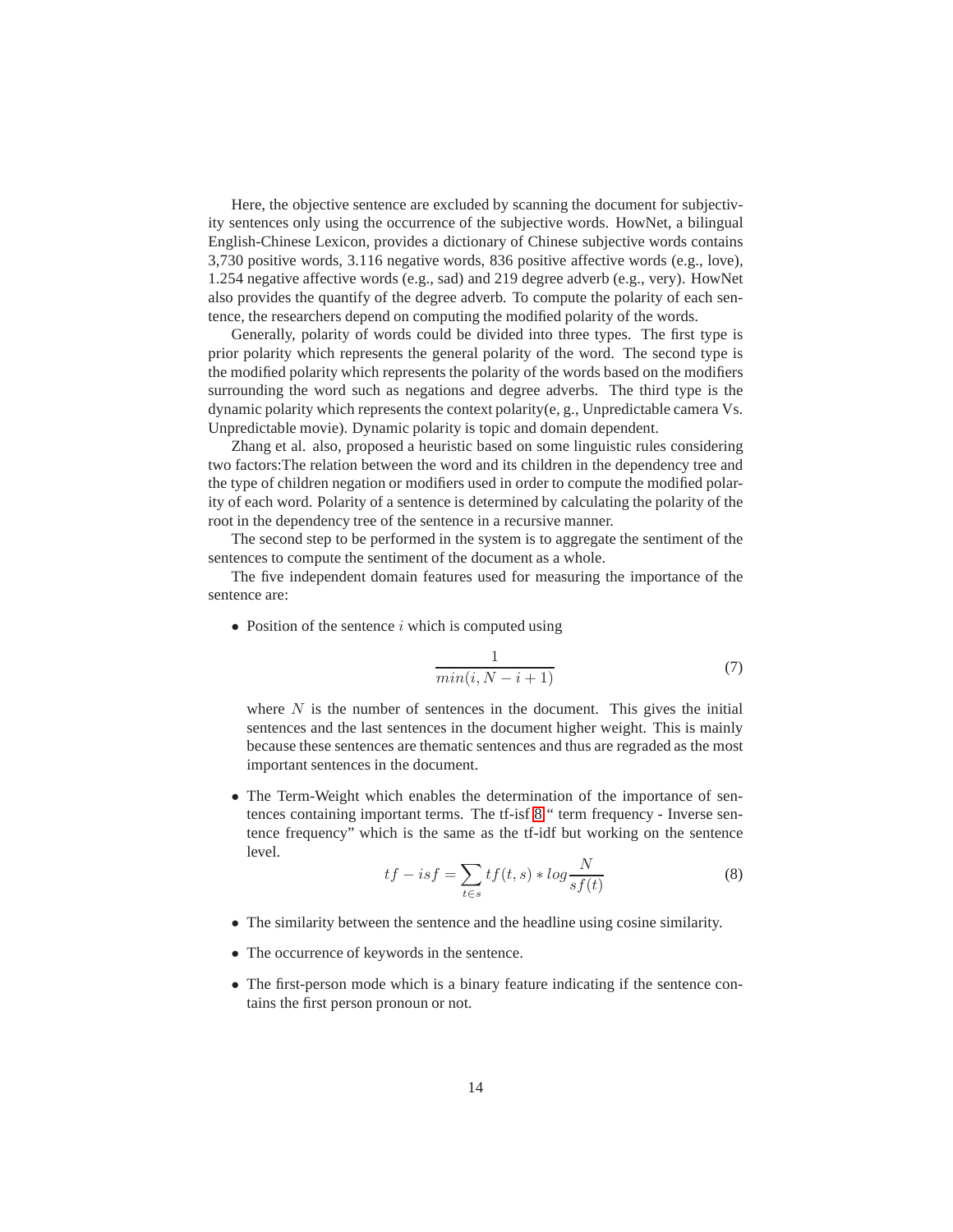Here, the objective sentence are excluded by scanning the document for subjectivity sentences only using the occurrence of the subjective words. HowNet, a bilingual English-Chinese Lexicon, provides a dictionary of Chinese subjective words contains 3,730 positive words, 3.116 negative words, 836 positive affective words (e.g., love), 1.254 negative affective words (e.g., sad) and 219 degree adverb (e.g., very). HowNet also provides the quantify of the degree adverb. To compute the polarity of each sentence, the researchers depend on computing the modified polarity of the words.

Generally, polarity of words could be divided into three types. The first type is prior polarity which represents the general polarity of the word. The second type is the modified polarity which represents the polarity of the words based on the modifiers surrounding the word such as negations and degree adverbs. The third type is the dynamic polarity which represents the context polarity(e, g., Unpredictable camera Vs. Unpredictable movie). Dynamic polarity is topic and domain dependent.

Zhang et al. also, proposed a heuristic based on some linguistic rules considering two factors:The relation between the word and its children in the dependency tree and the type of children negation or modifiers used in order to compute the modified polarity of each word. Polarity of a sentence is determined by calculating the polarity of the root in the dependency tree of the sentence in a recursive manner.

The second step to be performed in the system is to aggregate the sentiment of the sentences to compute the sentiment of the document as a whole.

The five independent domain features used for measuring the importance of the sentence are:

- Position of the sentence $i$ which is computed using

$$\frac{1}{min(i, N - i + 1)} \tag{7}$$

  where $N$ is the number of sentences in the document. This gives the initial sentences and the last sentences in the document higher weight. This is mainly because these sentences are thematic sentences and thus are regraded as the most important sentences in the document.

- The Term-Weight which enables the determination of the importance of sentences containing important terms. The tf-isf [8] " term frequency - Inverse sentence frequency" which is the same as the tf-idf but working on the sentence level.

$$tf - isf = \sum_{t \in s} tf(t, s) * log \frac{N}{sf(t)} \tag{8}$$

- The similarity between the sentence and the headline using cosine similarity.

- The occurrence of keywords in the sentence.

- The first-person mode which is a binary feature indicating if the sentence contains the first person pronoun or not.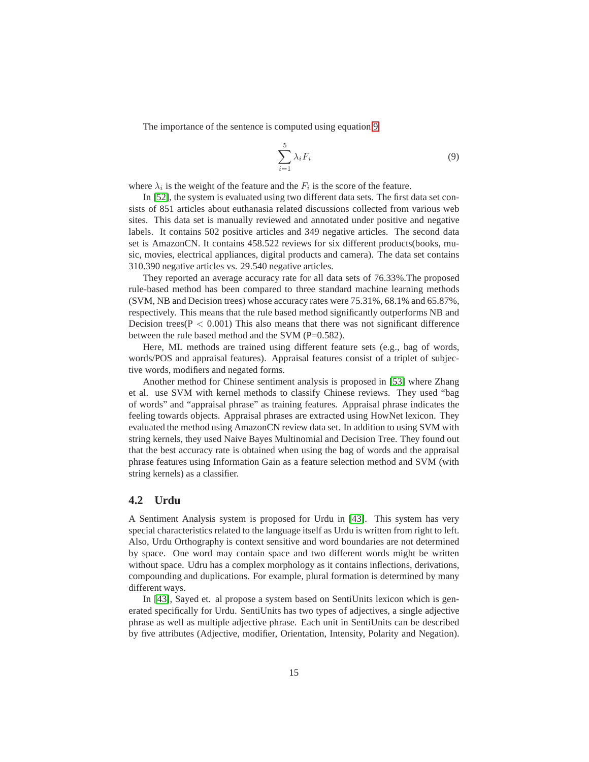The importance of the sentence is computed using equation 9

$$\sum_{i=1}^{5} \lambda_i F_i \tag{9}$$

where $\lambda_i$ is the weight of the feature and the $F_i$ is the score of the feature.

In [52], the system is evaluated using two different data sets. The first data set consists of 851 articles about euthanasia related discussions collected from various web sites. This data set is manually reviewed and annotated under positive and negative labels. It contains 502 positive articles and 349 negative articles. The second data set is AmazonCN. It contains 458.522 reviews for six different products(books, music, movies, electrical appliances, digital products and camera). The data set contains 310.390 negative articles vs. 29.540 negative articles.

They reported an average accuracy rate for all data sets of 76.33%.The proposed rule-based method has been compared to three standard machine learning methods (SVM, NB and Decision trees) whose accuracy rates were 75.31%, 68.1% and 65.87%, respectively. This means that the rule based method significantly outperforms NB and Decision trees($P < 0.001$) This also means that there was not significant difference between the rule based method and the SVM ($P=0.582$).

Here, ML methods are trained using different feature sets (e.g., bag of words, words/POS and appraisal features). Appraisal features consist of a triplet of subjective words, modifiers and negated forms.

Another method for Chinese sentiment analysis is proposed in [53] where Zhang et al. use SVM with kernel methods to classify Chinese reviews. They used “bag of words” and “appraisal phrase” as training features. Appraisal phrase indicates the feeling towards objects. Appraisal phrases are extracted using HowNet lexicon. They evaluated the method using AmazonCN review data set. In addition to using SVM with string kernels, they used Naive Bayes Multinomial and Decision Tree. They found out that the best accuracy rate is obtained when using the bag of words and the appraisal phrase features using Information Gain as a feature selection method and SVM (with string kernels) as a classifier.

### 4.2 Urdu

A Sentiment Analysis system is proposed for Urdu in [43]. This system has very special characteristics related to the language itself as Urdu is written from right to left. Also, Urdu Orthography is context sensitive and word boundaries are not determined by space. One word may contain space and two different words might be written without space. Udru has a complex morphology as it contains inflections, derivations, compounding and duplications. For example, plural formation is determined by many different ways.

In [43], Sayed et. al propose a system based on SentiUnits lexicon which is generated specifically for Urdu. SentiUnits has two types of adjectives, a single adjective phrase as well as multiple adjective phrase. Each unit in SentiUnits can be described by five attributes (Adjective, modifier, Orientation, Intensity, Polarity and Negation).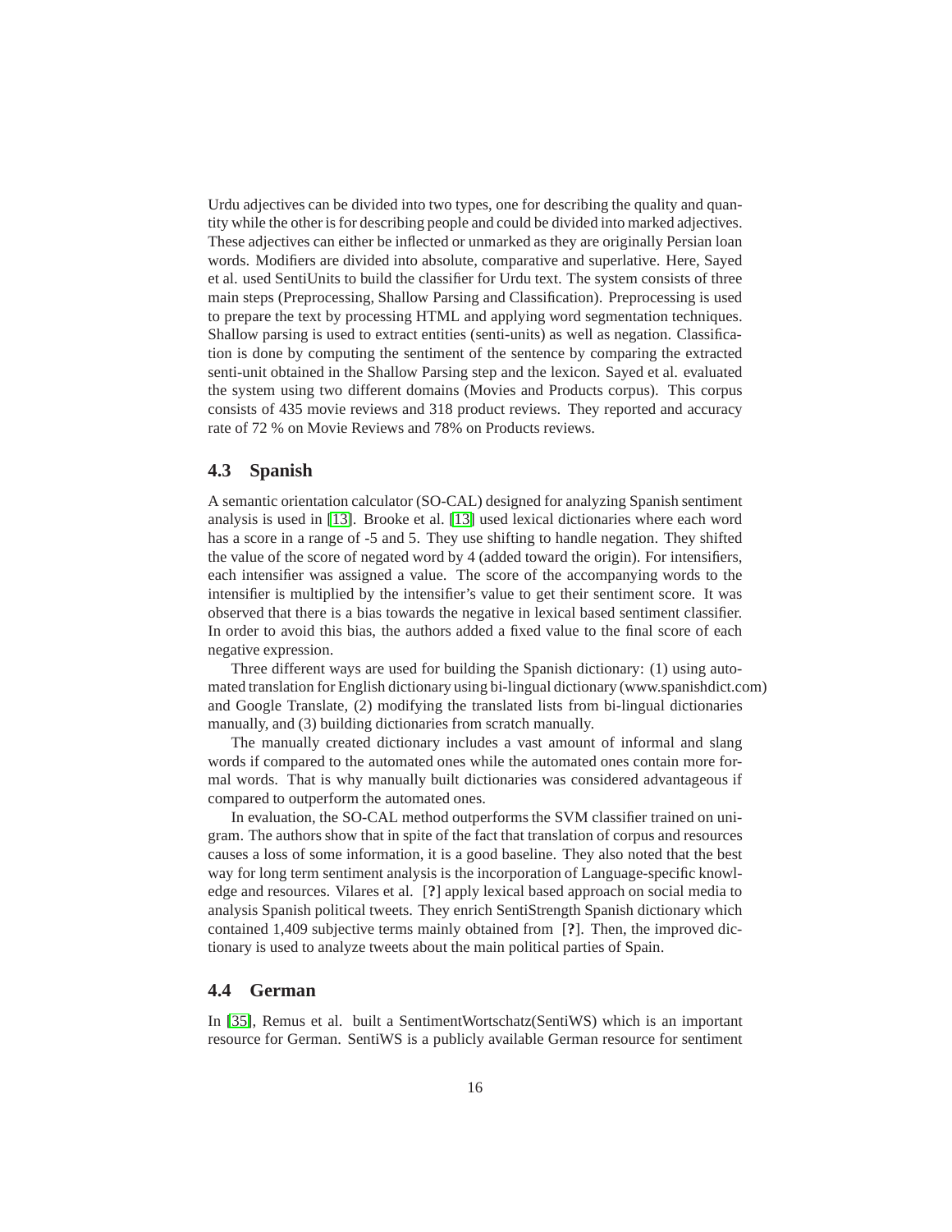Urdu adjectives can be divided into two types, one for describing the quality and quantity while the other is for describing people and could be divided into marked adjectives. These adjectives can either be inflected or unmarked as they are originally Persian loan words. Modifiers are divided into absolute, comparative and superlative. Here, Sayed et al. used SentiUnits to build the classifier for Urdu text. The system consists of three main steps (Preprocessing, Shallow Parsing and Classification). Preprocessing is used to prepare the text by processing HTML and applying word segmentation techniques. Shallow parsing is used to extract entities (senti-units) as well as negation. Classification is done by computing the sentiment of the sentence by comparing the extracted senti-unit obtained in the Shallow Parsing step and the lexicon. Sayed et al. evaluated the system using two different domains (Movies and Products corpus). This corpus consists of 435 movie reviews and 318 product reviews. They reported and accuracy rate of 72 % on Movie Reviews and 78% on Products reviews.

## 4.3 Spanish

A semantic orientation calculator (SO-CAL) designed for analyzing Spanish sentiment analysis is used in [13]. Brooke et al. [13] used lexical dictionaries where each word has a score in a range of -5 and 5. They use shifting to handle negation. They shifted the value of the score of negated word by 4 (added toward the origin). For intensifiers, each intensifier was assigned a value. The score of the accompanying words to the intensifier is multiplied by the intensifier's value to get their sentiment score. It was observed that there is a bias towards the negative in lexical based sentiment classifier. In order to avoid this bias, the authors added a fixed value to the final score of each negative expression.

Three different ways are used for building the Spanish dictionary: (1) using automated translation for English dictionary using bi-lingual dictionary (www.spanishdict.com) and Google Translate, (2) modifying the translated lists from bi-lingual dictionaries manually, and (3) building dictionaries from scratch manually.

The manually created dictionary includes a vast amount of informal and slang words if compared to the automated ones while the automated ones contain more formal words. That is why manually built dictionaries was considered advantageous if compared to outperform the automated ones.

In evaluation, the SO-CAL method outperforms the SVM classifier trained on unigram. The authors show that in spite of the fact that translation of corpus and resources causes a loss of some information, it is a good baseline. They also noted that the best way for long term sentiment analysis is the incorporation of Language-specific knowledge and resources. Vilares et al. [**?**] apply lexical based approach on social media to analysis Spanish political tweets. They enrich SentiStrength Spanish dictionary which contained 1,409 subjective terms mainly obtained from [**?**]. Then, the improved dictionary is used to analyze tweets about the main political parties of Spain.

## 4.4 German

In [35], Remus et al. built a SentimentWortschatz(SentiWS) which is an important resource for German. SentiWS is a publicly available German resource for sentiment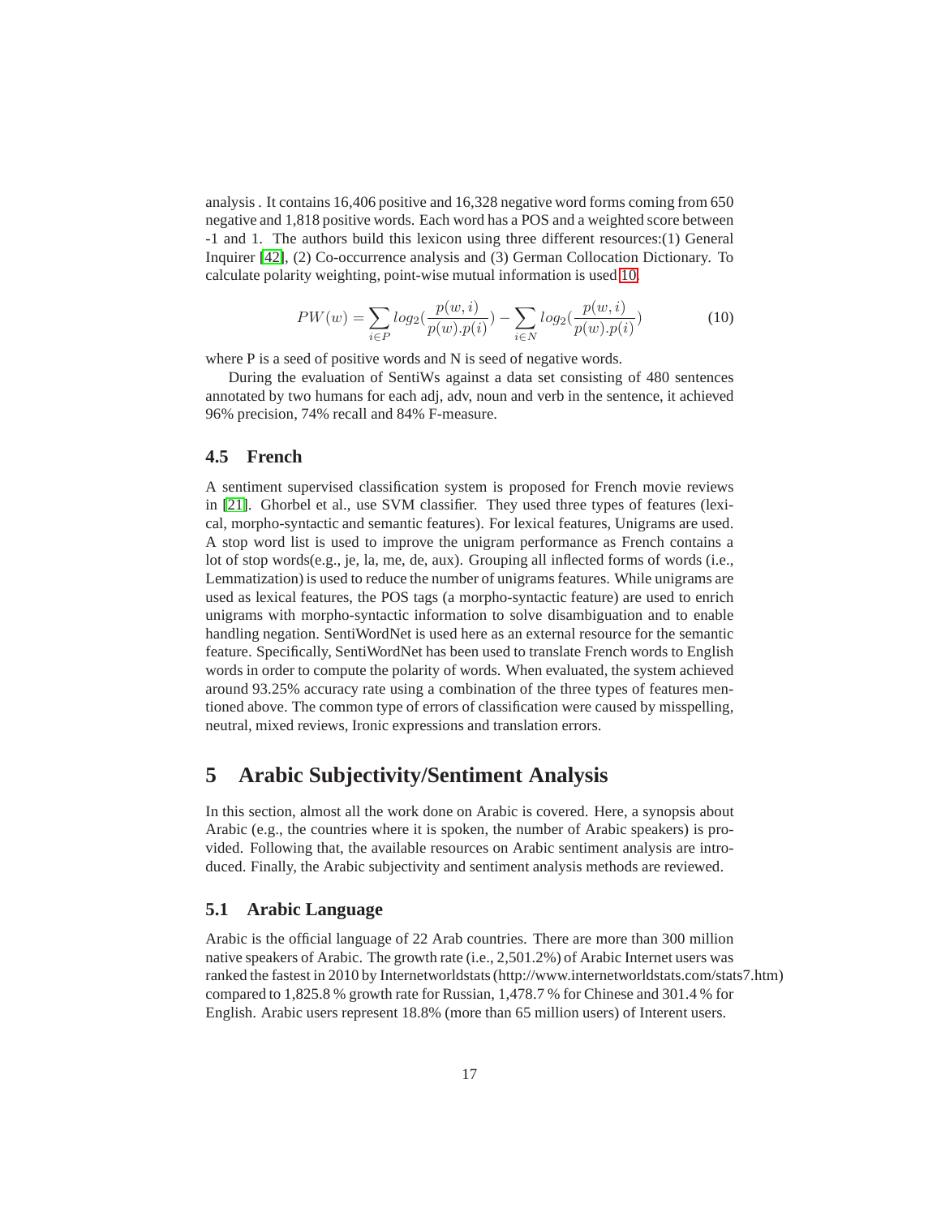analysis . It contains 16,406 positive and 16,328 negative word forms coming from 650 negative and 1,818 positive words. Each word has a POS and a weighted score between -1 and 1. The authors build this lexicon using three different resources:(1) General Inquirer [42], (2) Co-occurrence analysis and (3) German Collocation Dictionary. To calculate polarity weighting, point-wise mutual information is used 10.

$$PW(w) = \sum_{i \in P} log_2(\frac{p(w,i)}{p(w).p(i)}) - \sum_{i \in N} log_2(\frac{p(w,i)}{p(w).p(i)}) \tag{10}$$

where P is a seed of positive words and N is seed of negative words.

During the evaluation of SentiWs against a data set consisting of 480 sentences annotated by two humans for each adj, adv, noun and verb in the sentence, it achieved 96% precision, 74% recall and 84% F-measure.

### 4.5 French

A sentiment supervised classification system is proposed for French movie reviews in [21]. Ghorbel et al., use SVM classifier. They used three types of features (lexical, morpho-syntactic and semantic features). For lexical features, Unigrams are used. A stop word list is used to improve the unigram performance as French contains a lot of stop words(e.g., je, la, me, de, aux). Grouping all inflected forms of words (i.e., Lemmatization) is used to reduce the number of unigrams features. While unigrams are used as lexical features, the POS tags (a morpho-syntactic feature) are used to enrich unigrams with morpho-syntactic information to solve disambiguation and to enable handling negation. SentiWordNet is used here as an external resource for the semantic feature. Specifically, SentiWordNet has been used to translate French words to English words in order to compute the polarity of words. When evaluated, the system achieved around 93.25% accuracy rate using a combination of the three types of features mentioned above. The common type of errors of classification were caused by misspelling, neutral, mixed reviews, Ironic expressions and translation errors.

## 5 Arabic Subjectivity/Sentiment Analysis

In this section, almost all the work done on Arabic is covered. Here, a synopsis about Arabic (e.g., the countries where it is spoken, the number of Arabic speakers) is provided. Following that, the available resources on Arabic sentiment analysis are introduced. Finally, the Arabic subjectivity and sentiment analysis methods are reviewed.

### 5.1 Arabic Language

Arabic is the official language of 22 Arab countries. There are more than 300 million native speakers of Arabic. The growth rate (i.e., 2,501.2%) of Arabic Internet users was ranked the fastest in 2010 by Internetworldstats (http://www.internetworldstats.com/stats7.htm) compared to 1,825.8 % growth rate for Russian, 1,478.7 % for Chinese and 301.4 % for English. Arabic users represent 18.8% (more than 65 million users) of Interent users.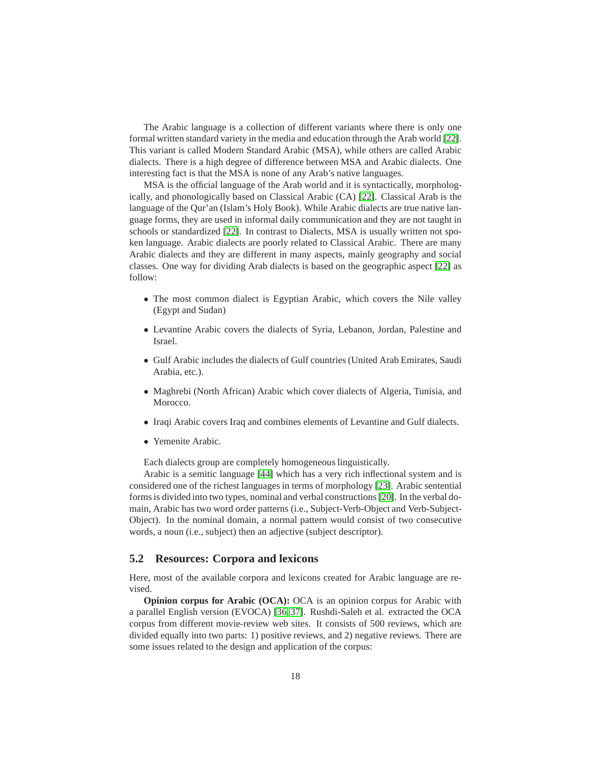The Arabic language is a collection of different variants where there is only one formal written standard variety in the media and education through the Arab world [22]. This variant is called Modern Standard Arabic (MSA), while others are called Arabic dialects. There is a high degree of difference between MSA and Arabic dialects. One interesting fact is that the MSA is none of any Arab's native languages.

MSA is the official language of the Arab world and it is syntactically, morphologically, and phonologically based on Classical Arabic (CA) [22]. Classical Arab is the language of the Qur'an (Islam's Holy Book). While Arabic dialects are true native language forms, they are used in informal daily communication and they are not taught in schools or standardized [22]. In contrast to Dialects, MSA is usually written not spoken language. Arabic dialects are poorly related to Classical Arabic. There are many Arabic dialects and they are different in many aspects, mainly geography and social classes. One way for dividing Arab dialects is based on the geographic aspect [22] as follow:

- The most common dialect is Egyptian Arabic, which covers the Nile valley (Egypt and Sudan)
- Levantine Arabic covers the dialects of Syria, Lebanon, Jordan, Palestine and Israel.
- Gulf Arabic includes the dialects of Gulf countries (United Arab Emirates, Saudi Arabia, etc.).
- Maghrebi (North African) Arabic which cover dialects of Algeria, Tunisia, and Morocco.
- Iraqi Arabic covers Iraq and combines elements of Levantine and Gulf dialects.
- Yemenite Arabic.

Each dialects group are completely homogeneous linguistically.

Arabic is a semitic language [44] which has a very rich inflectional system and is considered one of the richest languages in terms of morphology [23]. Arabic sentential forms is divided into two types, nominal and verbal constructions [20]. In the verbal domain, Arabic has two word order patterns (i.e., Subject-Verb-Object and Verb-Subject-Object). In the nominal domain, a normal pattern would consist of two consecutive words, a noun (i.e., subject) then an adjective (subject descriptor).

## 5.2 Resources: Corpora and lexicons

Here, most of the available corpora and lexicons created for Arabic language are revised.

**Opinion corpus for Arabic (OCA):** OCA is an opinion corpus for Arabic with a parallel English version (EVOCA) [36, 37]. Rushdi-Saleh et al. extracted the OCA corpus from different movie-review web sites. It consists of 500 reviews, which are divided equally into two parts: 1) positive reviews, and 2) negative reviews. There are some issues related to the design and application of the corpus: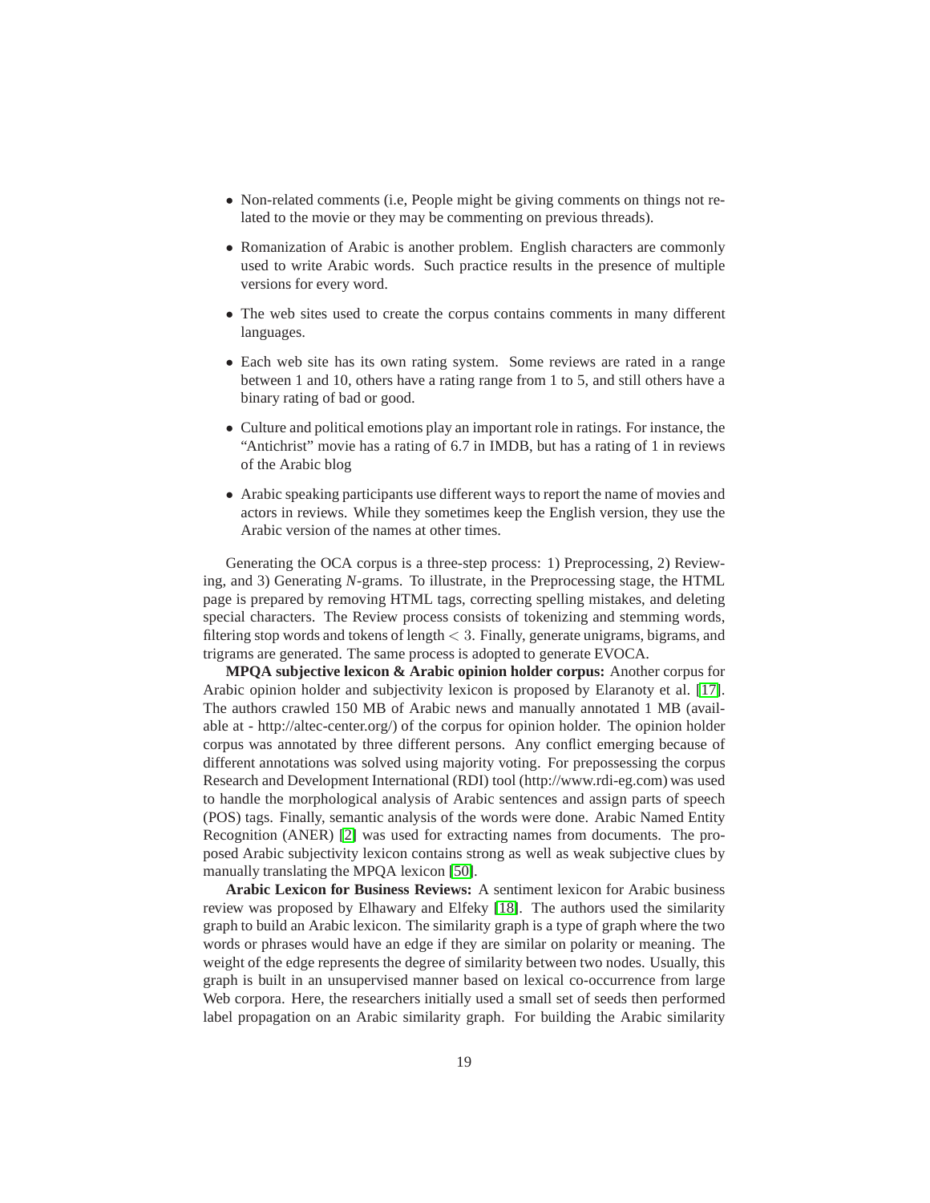- Non-related comments (i.e, People might be giving comments on things not related to the movie or they may be commenting on previous threads).
- Romanization of Arabic is another problem. English characters are commonly used to write Arabic words. Such practice results in the presence of multiple versions for every word.
- The web sites used to create the corpus contains comments in many different languages.
- Each web site has its own rating system. Some reviews are rated in a range between 1 and 10, others have a rating range from 1 to 5, and still others have a binary rating of bad or good.
- Culture and political emotions play an important role in ratings. For instance, the "Antichrist" movie has a rating of 6.7 in IMDB, but has a rating of 1 in reviews of the Arabic blog
- Arabic speaking participants use different ways to report the name of movies and actors in reviews. While they sometimes keep the English version, they use the Arabic version of the names at other times.

Generating the OCA corpus is a three-step process: 1) Preprocessing, 2) Reviewing, and 3) Generating *N*-grams. To illustrate, in the Preprocessing stage, the HTML page is prepared by removing HTML tags, correcting spelling mistakes, and deleting special characters. The Review process consists of tokenizing and stemming words, filtering stop words and tokens of length $< 3$. Finally, generate unigrams, bigrams, and trigrams are generated. The same process is adopted to generate EVOCA.

**MPQA subjective lexicon & Arabic opinion holder corpus:** Another corpus for Arabic opinion holder and subjectivity lexicon is proposed by Elaranoty et al. [17]. The authors crawled 150 MB of Arabic news and manually annotated 1 MB (available at - http://altec-center.org/) of the corpus for opinion holder. The opinion holder corpus was annotated by three different persons. Any conflict emerging because of different annotations was solved using majority voting. For prepossessing the corpus Research and Development International (RDI) tool (http://www.rdi-eg.com) was used to handle the morphological analysis of Arabic sentences and assign parts of speech (POS) tags. Finally, semantic analysis of the words were done. Arabic Named Entity Recognition (ANER) [2] was used for extracting names from documents. The proposed Arabic subjectivity lexicon contains strong as well as weak subjective clues by manually translating the MPQA lexicon [50].

**Arabic Lexicon for Business Reviews:** A sentiment lexicon for Arabic business review was proposed by Elhawary and Elfeky [18]. The authors used the similarity graph to build an Arabic lexicon. The similarity graph is a type of graph where the two words or phrases would have an edge if they are similar on polarity or meaning. The weight of the edge represents the degree of similarity between two nodes. Usually, this graph is built in an unsupervised manner based on lexical co-occurrence from large Web corpora. Here, the researchers initially used a small set of seeds then performed label propagation on an Arabic similarity graph. For building the Arabic similarity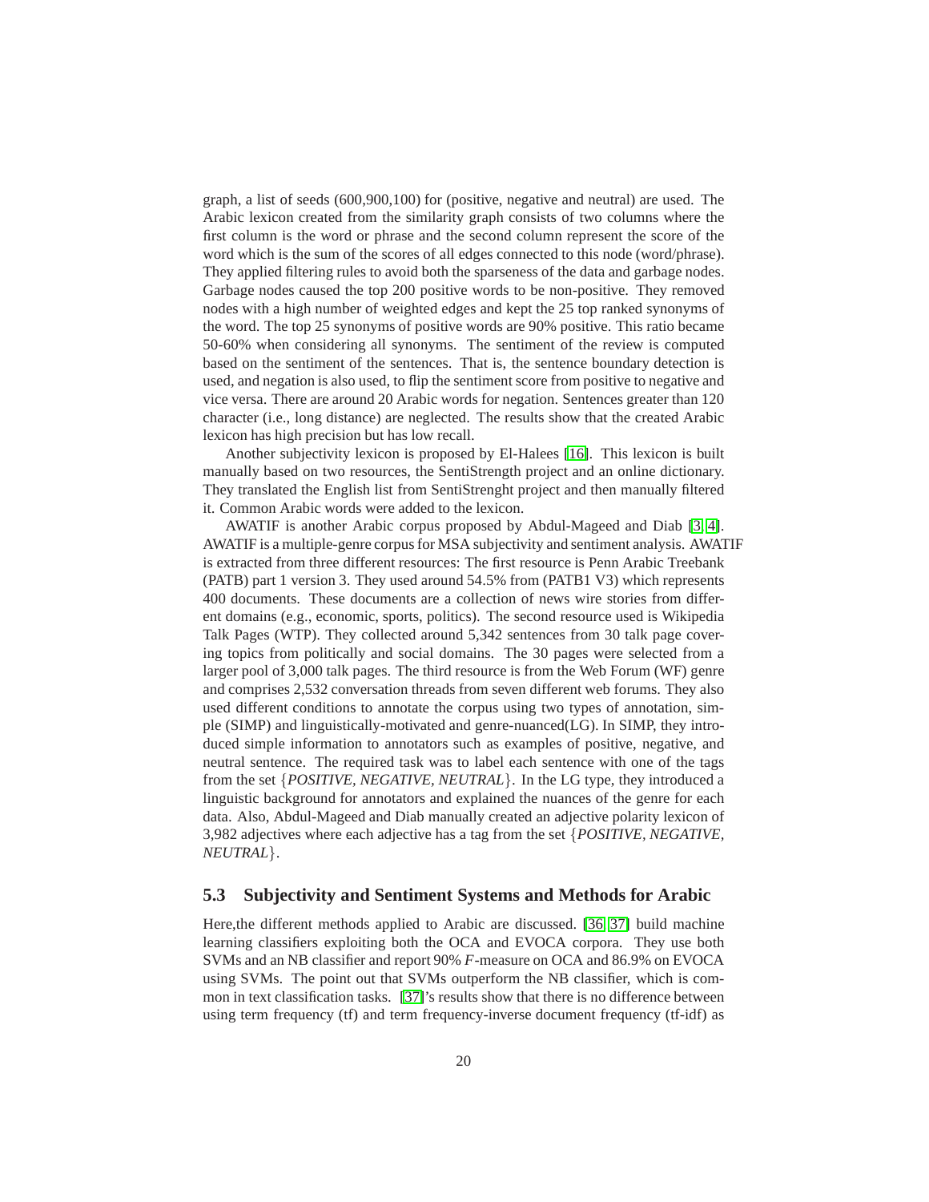graph, a list of seeds (600,900,100) for (positive, negative and neutral) are used. The Arabic lexicon created from the similarity graph consists of two columns where the first column is the word or phrase and the second column represent the score of the word which is the sum of the scores of all edges connected to this node (word/phrase). They applied filtering rules to avoid both the sparseness of the data and garbage nodes. Garbage nodes caused the top 200 positive words to be non-positive. They removed nodes with a high number of weighted edges and kept the 25 top ranked synonyms of the word. The top 25 synonyms of positive words are 90% positive. This ratio became 50-60% when considering all synonyms. The sentiment of the review is computed based on the sentiment of the sentences. That is, the sentence boundary detection is used, and negation is also used, to flip the sentiment score from positive to negative and vice versa. There are around 20 Arabic words for negation. Sentences greater than 120 character (i.e., long distance) are neglected. The results show that the created Arabic lexicon has high precision but has low recall.

Another subjectivity lexicon is proposed by El-Halees [16]. This lexicon is built manually based on two resources, the SentiStrength project and an online dictionary. They translated the English list from SentiStrenght project and then manually filtered it. Common Arabic words were added to the lexicon.

AWATIF is another Arabic corpus proposed by Abdul-Mageed and Diab [3, 4]. AWATIF is a multiple-genre corpus for MSA subjectivity and sentiment analysis. AWATIF is extracted from three different resources: The first resource is Penn Arabic Treebank (PATB) part 1 version 3. They used around 54.5% from (PATB1 V3) which represents 400 documents. These documents are a collection of news wire stories from different domains (e.g., economic, sports, politics). The second resource used is Wikipedia Talk Pages (WTP). They collected around 5,342 sentences from 30 talk page covering topics from politically and social domains. The 30 pages were selected from a larger pool of 3,000 talk pages. The third resource is from the Web Forum (WF) genre and comprises 2,532 conversation threads from seven different web forums. They also used different conditions to annotate the corpus using two types of annotation, simple (SIMP) and linguistically-motivated and genre-nuanced(LG). In SIMP, they introduced simple information to annotators such as examples of positive, negative, and neutral sentence. The required task was to label each sentence with one of the tags from the set {*POSITIVE, NEGATIVE, NEUTRAL*}. In the LG type, they introduced a linguistic background for annotators and explained the nuances of the genre for each data. Also, Abdul-Mageed and Diab manually created an adjective polarity lexicon of 3,982 adjectives where each adjective has a tag from the set {*POSITIVE, NEGATIVE, NEUTRAL*}.

### 5.3 Subjectivity and Sentiment Systems and Methods for Arabic

Here,the different methods applied to Arabic are discussed. [36, 37] build machine learning classifiers exploiting both the OCA and EVOCA corpora. They use both SVMs and an NB classifier and report 90% *F*-measure on OCA and 86.9% on EVOCA using SVMs. The point out that SVMs outperform the NB classifier, which is common in text classification tasks. [37]'s results show that there is no difference between using term frequency (tf) and term frequency-inverse document frequency (tf-idf) as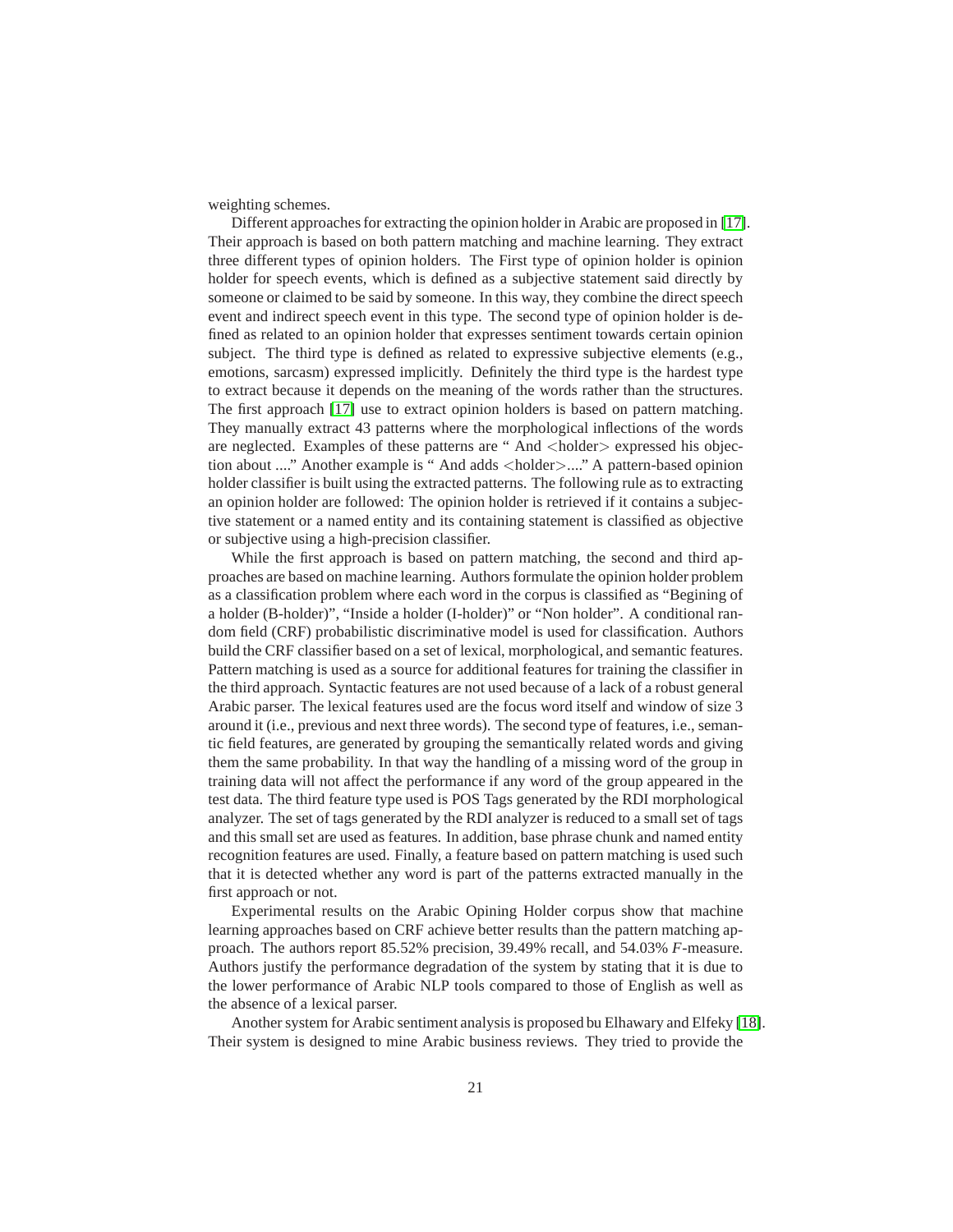weighting schemes.

Different approaches for extracting the opinion holder in Arabic are proposed in [17]. Their approach is based on both pattern matching and machine learning. They extract three different types of opinion holders. The First type of opinion holder is opinion holder for speech events, which is defined as a subjective statement said directly by someone or claimed to be said by someone. In this way, they combine the direct speech event and indirect speech event in this type. The second type of opinion holder is defined as related to an opinion holder that expresses sentiment towards certain opinion subject. The third type is defined as related to expressive subjective elements (e.g., emotions, sarcasm) expressed implicitly. Definitely the third type is the hardest type to extract because it depends on the meaning of the words rather than the structures. The first approach [17] use to extract opinion holders is based on pattern matching. They manually extract 43 patterns where the morphological inflections of the words are neglected. Examples of these patterns are " And <holder> expressed his objection about ...." Another example is " And adds <holder>...." A pattern-based opinion holder classifier is built using the extracted patterns. The following rule as to extracting an opinion holder are followed: The opinion holder is retrieved if it contains a subjective statement or a named entity and its containing statement is classified as objective or subjective using a high-precision classifier.

While the first approach is based on pattern matching, the second and third approaches are based on machine learning. Authors formulate the opinion holder problem as a classification problem where each word in the corpus is classified as "Begining of a holder (B-holder)", "Inside a holder (I-holder)" or "Non holder". A conditional random field (CRF) probabilistic discriminative model is used for classification. Authors build the CRF classifier based on a set of lexical, morphological, and semantic features. Pattern matching is used as a source for additional features for training the classifier in the third approach. Syntactic features are not used because of a lack of a robust general Arabic parser. The lexical features used are the focus word itself and window of size 3 around it (i.e., previous and next three words). The second type of features, i.e., semantic field features, are generated by grouping the semantically related words and giving them the same probability. In that way the handling of a missing word of the group in training data will not affect the performance if any word of the group appeared in the test data. The third feature type used is POS Tags generated by the RDI morphological analyzer. The set of tags generated by the RDI analyzer is reduced to a small set of tags and this small set are used as features. In addition, base phrase chunk and named entity recognition features are used. Finally, a feature based on pattern matching is used such that it is detected whether any word is part of the patterns extracted manually in the first approach or not.

Experimental results on the Arabic Opining Holder corpus show that machine learning approaches based on CRF achieve better results than the pattern matching approach. The authors report 85.52% precision, 39.49% recall, and 54.03% *F*-measure. Authors justify the performance degradation of the system by stating that it is due to the lower performance of Arabic NLP tools compared to those of English as well as the absence of a lexical parser.

Another system for Arabic sentiment analysis is proposed bu Elhawary and Elfeky [18]. Their system is designed to mine Arabic business reviews. They tried to provide the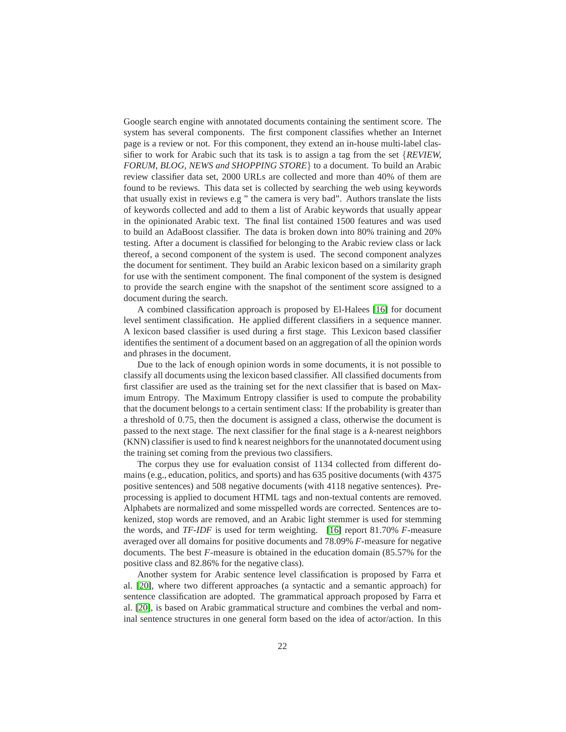Google search engine with annotated documents containing the sentiment score. The system has several components. The first component classifies whether an Internet page is a review or not. For this component, they extend an in-house multi-label classifier to work for Arabic such that its task is to assign a tag from the set {*REVIEW, FORUM, BLOG, NEWS and SHOPPING STORE*} to a document. To build an Arabic review classifier data set, 2000 URLs are collected and more than 40% of them are found to be reviews. This data set is collected by searching the web using keywords that usually exist in reviews e.g " the camera is very bad". Authors translate the lists of keywords collected and add to them a list of Arabic keywords that usually appear in the opinionated Arabic text. The final list contained 1500 features and was used to build an AdaBoost classifier. The data is broken down into 80% training and 20% testing. After a document is classified for belonging to the Arabic review class or lack thereof, a second component of the system is used. The second component analyzes the document for sentiment. They build an Arabic lexicon based on a similarity graph for use with the sentiment component. The final component of the system is designed to provide the search engine with the snapshot of the sentiment score assigned to a document during the search.

A combined classification approach is proposed by El-Halees [16] for document level sentiment classification. He applied different classifiers in a sequence manner. A lexicon based classifier is used during a first stage. This Lexicon based classifier identifies the sentiment of a document based on an aggregation of all the opinion words and phrases in the document.

Due to the lack of enough opinion words in some documents, it is not possible to classify all documents using the lexicon based classifier. All classified documents from first classifier are used as the training set for the next classifier that is based on Maximum Entropy. The Maximum Entropy classifier is used to compute the probability that the document belongs to a certain sentiment class: If the probability is greater than a threshold of 0.75, then the document is assigned a class, otherwise the document is passed to the next stage. The next classifier for the final stage is a *k*-nearest neighbors (KNN) classifier is used to find k nearest neighbors for the unannotated document using the training set coming from the previous two classifiers.

The corpus they use for evaluation consist of 1134 collected from different domains (e.g., education, politics, and sports) and has 635 positive documents (with 4375 positive sentences) and 508 negative documents (with 4118 negative sentences). Preprocessing is applied to document HTML tags and non-textual contents are removed. Alphabets are normalized and some misspelled words are corrected. Sentences are tokenized, stop words are removed, and an Arabic light stemmer is used for stemming the words, and *TF-IDF* is used for term weighting. [16] report 81.70% *F*-measure averaged over all domains for positive documents and 78.09% *F*-measure for negative documents. The best *F*-measure is obtained in the education domain (85.57% for the positive class and 82.86% for the negative class).

Another system for Arabic sentence level classification is proposed by Farra et al. [20], where two different approaches (a syntactic and a semantic approach) for sentence classification are adopted. The grammatical approach proposed by Farra et al. [20], is based on Arabic grammatical structure and combines the verbal and nominal sentence structures in one general form based on the idea of actor/action. In this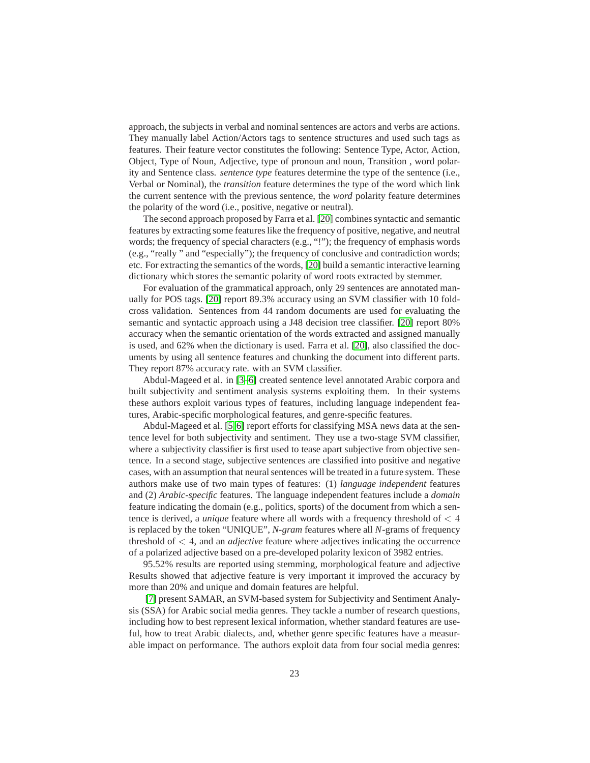approach, the subjects in verbal and nominal sentences are actors and verbs are actions. They manually label Action/Actors tags to sentence structures and used such tags as features. Their feature vector constitutes the following: Sentence Type, Actor, Action, Object, Type of Noun, Adjective, type of pronoun and noun, Transition , word polarity and Sentence class. *sentence type* features determine the type of the sentence (i.e., Verbal or Nominal), the *transition* feature determines the type of the word which link the current sentence with the previous sentence, the *word* polarity feature determines the polarity of the word (i.e., positive, negative or neutral).

The second approach proposed by Farra et al. [20] combines syntactic and semantic features by extracting some features like the frequency of positive, negative, and neutral words; the frequency of special characters (e.g., "!"); the frequency of emphasis words (e.g., "really " and "especially"); the frequency of conclusive and contradiction words; etc. For extracting the semantics of the words, [20] build a semantic interactive learning dictionary which stores the semantic polarity of word roots extracted by stemmer.

For evaluation of the grammatical approach, only 29 sentences are annotated manually for POS tags. [20] report 89.3% accuracy using an SVM classifier with 10 fold-cross validation. Sentences from 44 random documents are used for evaluating the semantic and syntactic approach using a J48 decision tree classifier. [20] report 80% accuracy when the semantic orientation of the words extracted and assigned manually is used, and 62% when the dictionary is used. Farra et al. [20], also classified the documents by using all sentence features and chunking the document into different parts. They report 87% accuracy rate. with an SVM classifier.

Abdul-Mageed et al. in [3–6] created sentence level annotated Arabic corpora and built subjectivity and sentiment analysis systems exploiting them. In their systems these authors exploit various types of features, including language independent features, Arabic-specific morphological features, and genre-specific features.

Abdul-Mageed et al. [5, 6] report efforts for classifying MSA news data at the sentence level for both subjectivity and sentiment. They use a two-stage SVM classifier, where a subjectivity classifier is first used to tease apart subjective from objective sentence. In a second stage, subjective sentences are classified into positive and negative cases, with an assumption that neural sentences will be treated in a future system. These authors make use of two main types of features: (1) *language independent* features and (2) *Arabic-specific* features. The language independent features include a *domain* feature indicating the domain (e.g., politics, sports) of the document from which a sentence is derived, a *unique* feature where all words with a frequency threshold of $< 4$ is replaced by the token "UNIQUE", *N-gram* features where all *N*-grams of frequency threshold of $< 4$, and an *adjective* feature where adjectives indicating the occurrence of a polarized adjective based on a pre-developed polarity lexicon of 3982 entries.

95.52% results are reported using stemming, morphological feature and adjective Results showed that adjective feature is very important it improved the accuracy by more than 20% and unique and domain features are helpful.

[7] present SAMAR, an SVM-based system for Subjectivity and Sentiment Analysis (SSA) for Arabic social media genres. They tackle a number of research questions, including how to best represent lexical information, whether standard features are useful, how to treat Arabic dialects, and, whether genre specific features have a measurable impact on performance. The authors exploit data from four social media genres: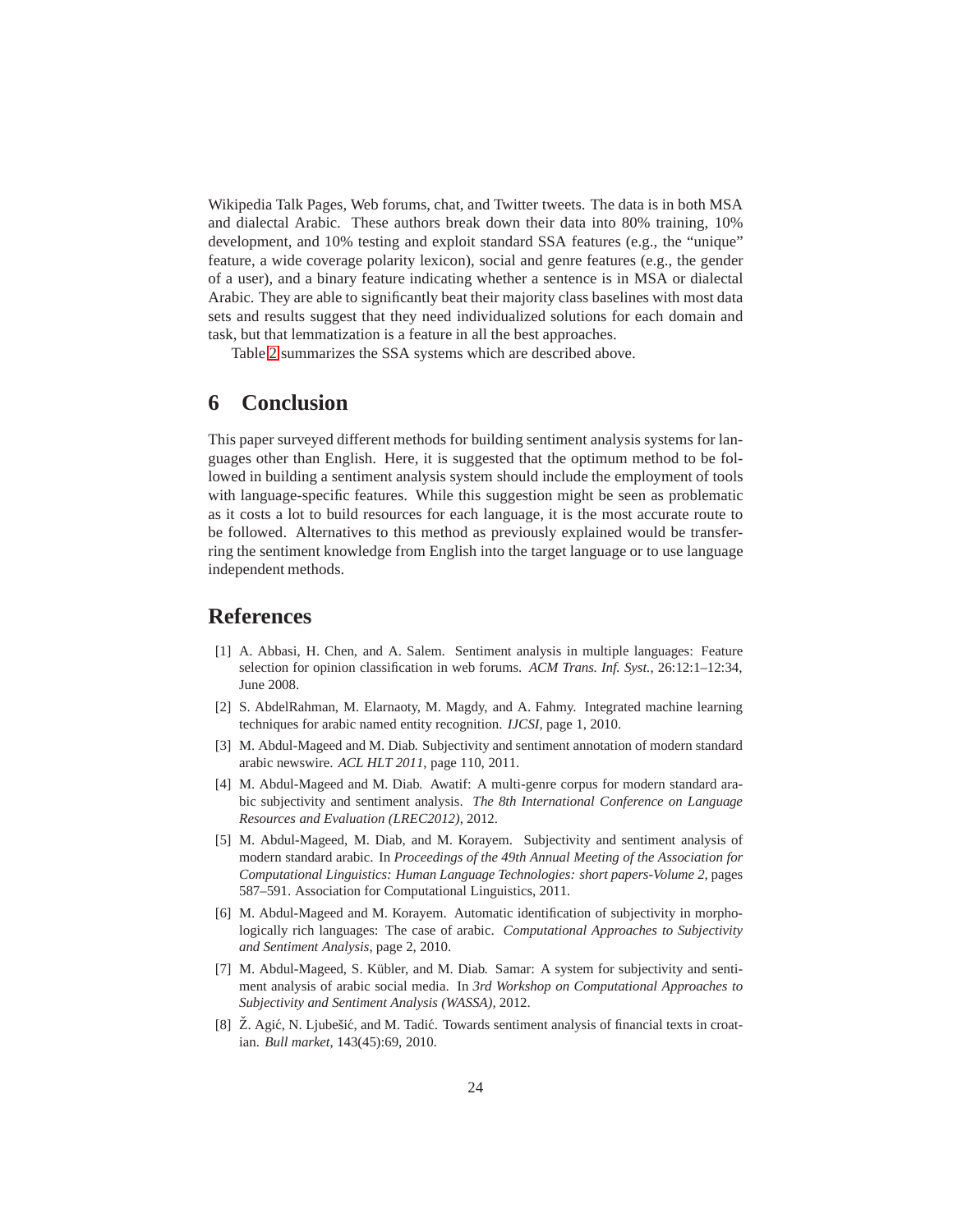Wikipedia Talk Pages, Web forums, chat, and Twitter tweets. The data is in both MSA and dialectal Arabic. These authors break down their data into 80% training, 10% development, and 10% testing and exploit standard SSA features (e.g., the "unique" feature, a wide coverage polarity lexicon), social and genre features (e.g., the gender of a user), and a binary feature indicating whether a sentence is in MSA or dialectal Arabic. They are able to significantly beat their majority class baselines with most data sets and results suggest that they need individualized solutions for each domain and task, but that lemmatization is a feature in all the best approaches.

Table 2 summarizes the SSA systems which are described above.

## 6 Conclusion

This paper surveyed different methods for building sentiment analysis systems for languages other than English. Here, it is suggested that the optimum method to be followed in building a sentiment analysis system should include the employment of tools with language-specific features. While this suggestion might be seen as problematic as it costs a lot to build resources for each language, it is the most accurate route to be followed. Alternatives to this method as previously explained would be transferring the sentiment knowledge from English into the target language or to use language independent methods.

## References

[1] A. Abbasi, H. Chen, and A. Salem. Sentiment analysis in multiple languages: Feature selection for opinion classification in web forums. *ACM Trans. Inf. Syst.*, 26:12:1–12:34, June 2008.

[2] S. AbdelRahman, M. Elarnaoty, M. Magdy, and A. Fahmy. Integrated machine learning techniques for arabic named entity recognition. *IJCSI*, page 1, 2010.

[3] M. Abdul-Mageed and M. Diab. Subjectivity and sentiment annotation of modern standard arabic newswire. *ACL HLT 2011*, page 110, 2011.

[4] M. Abdul-Mageed and M. Diab. Awatif: A multi-genre corpus for modern standard arabic subjectivity and sentiment analysis. *The 8th International Conference on Language Resources and Evaluation (LREC2012)*, 2012.

[5] M. Abdul-Mageed, M. Diab, and M. Korayem. Subjectivity and sentiment analysis of modern standard arabic. In *Proceedings of the 49th Annual Meeting of the Association for Computational Linguistics: Human Language Technologies: short papers-Volume 2*, pages 587–591. Association for Computational Linguistics, 2011.

[6] M. Abdul-Mageed and M. Korayem. Automatic identification of subjectivity in morphologically rich languages: The case of arabic. *Computational Approaches to Subjectivity and Sentiment Analysis*, page 2, 2010.

[7] M. Abdul-Mageed, S. Kübler, and M. Diab. Samar: A system for subjectivity and sentiment analysis of arabic social media. In *3rd Workshop on Computational Approaches to Subjectivity and Sentiment Analysis (WASSA)*, 2012.

[8] Ž. Agić, N. Ljubešić, and M. Tadić. Towards sentiment analysis of financial texts in croatian. *Bull market*, 143(45):69, 2010.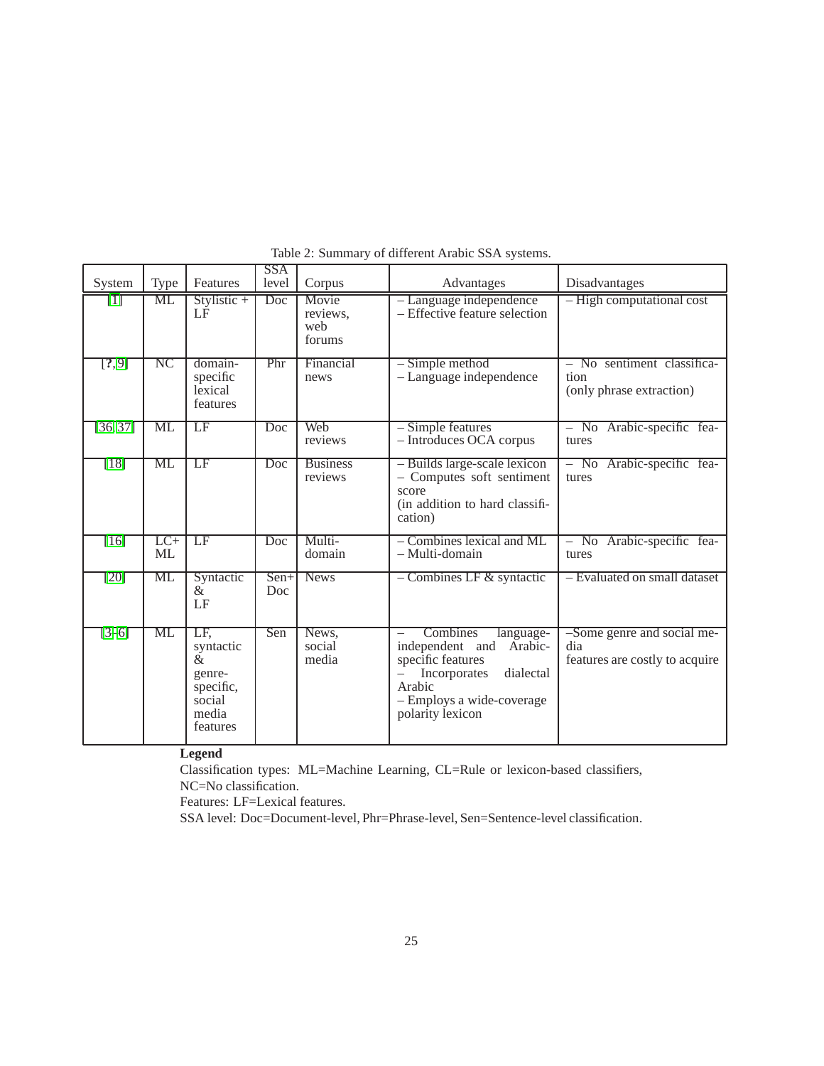Table 2: Summary of different Arabic SSA systems.

| System | Type | Features | SSA level | Corpus | Advantages | Disadvantages |
|---|---|---|---|---|---|---|
| [1] | ML | Stylistic + LF | Doc | Movie reviews, web forums | – Language independence<br>– Effective feature selection | – High computational cost |
| [?, 9] | NC | domain-specific lexical features | Phr | Financial news | – Simple method<br>– Language independence | – No sentiment classification (only phrase extraction) |
| [36, 37] | ML | LF | Doc | Web reviews | – Simple features<br>– Introduces OCA corpus | – No Arabic-specific features |
| [18] | ML | LF | Doc | Business reviews | – Builds large-scale lexicon<br>– Computes soft sentiment score (in addition to hard classification) | – No Arabic-specific features |
| [16] | LC+ ML | LF | Doc | Multi-domain | – Combines lexical and ML<br>– Multi-domain | – No Arabic-specific features |
| [20] | ML | Syntactic & LF | Sen+ Doc | News | – Combines LF & syntactic | – Evaluated on small dataset |
| [3–6] | ML | LF, syntactic & genre-specific, social media features | Sen | News, social media | – Combines language-independent and Arabic-specific features<br>– Incorporates dialectal Arabic<br>– Employs a wide-coverage polarity lexicon | –Some genre and social media features are costly to acquire |

**Legend**

Classification types: ML=Machine Learning, CL=Rule or lexicon-based classifiers, NC=No classification.

Features: LF=Lexical features.

SSA level: Doc=Document-level, Phr=Phrase-level, Sen=Sentence-level classification.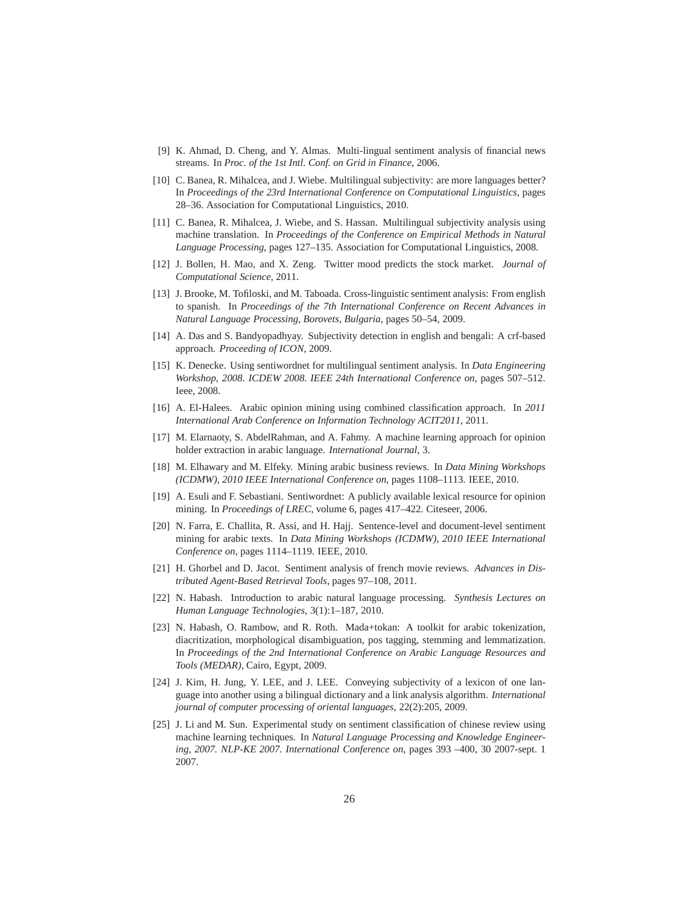[9] K. Ahmad, D. Cheng, and Y. Almas. Multi-lingual sentiment analysis of financial news streams. In *Proc. of the 1st Intl. Conf. on Grid in Finance*, 2006.

[10] C. Banea, R. Mihalcea, and J. Wiebe. Multilingual subjectivity: are more languages better? In *Proceedings of the 23rd International Conference on Computational Linguistics*, pages 28–36. Association for Computational Linguistics, 2010.

[11] C. Banea, R. Mihalcea, J. Wiebe, and S. Hassan. Multilingual subjectivity analysis using machine translation. In *Proceedings of the Conference on Empirical Methods in Natural Language Processing*, pages 127–135. Association for Computational Linguistics, 2008.

[12] J. Bollen, H. Mao, and X. Zeng. Twitter mood predicts the stock market. *Journal of Computational Science*, 2011.

[13] J. Brooke, M. Tofiloski, and M. Taboada. Cross-linguistic sentiment analysis: From english to spanish. In *Proceedings of the 7th International Conference on Recent Advances in Natural Language Processing, Borovets, Bulgaria*, pages 50–54, 2009.

[14] A. Das and S. Bandyopadhyay. Subjectivity detection in english and bengali: A crf-based approach. *Proceeding of ICON*, 2009.

[15] K. Denecke. Using sentiwordnet for multilingual sentiment analysis. In *Data Engineering Workshop, 2008. ICDEW 2008. IEEE 24th International Conference on*, pages 507–512. Ieee, 2008.

[16] A. El-Halees. Arabic opinion mining using combined classification approach. In *2011 International Arab Conference on Information Technology ACIT2011*, 2011.

[17] M. Elarnaoty, S. AbdelRahman, and A. Fahmy. A machine learning approach for opinion holder extraction in arabic language. *International Journal*, 3.

[18] M. Elhawary and M. Elfeky. Mining arabic business reviews. In *Data Mining Workshops (ICDMW), 2010 IEEE International Conference on*, pages 1108–1113. IEEE, 2010.

[19] A. Esuli and F. Sebastiani. Sentiwordnet: A publicly available lexical resource for opinion mining. In *Proceedings of LREC*, volume 6, pages 417–422. Citeseer, 2006.

[20] N. Farra, E. Challita, R. Assi, and H. Hajj. Sentence-level and document-level sentiment mining for arabic texts. In *Data Mining Workshops (ICDMW), 2010 IEEE International Conference on*, pages 1114–1119. IEEE, 2010.

[21] H. Ghorbel and D. Jacot. Sentiment analysis of french movie reviews. *Advances in Distributed Agent-Based Retrieval Tools*, pages 97–108, 2011.

[22] N. Habash. Introduction to arabic natural language processing. *Synthesis Lectures on Human Language Technologies*, 3(1):1–187, 2010.

[23] N. Habash, O. Rambow, and R. Roth. Mada+tokan: A toolkit for arabic tokenization, diacritization, morphological disambiguation, pos tagging, stemming and lemmatization. In *Proceedings of the 2nd International Conference on Arabic Language Resources and Tools (MEDAR)*, Cairo, Egypt, 2009.

[24] J. Kim, H. Jung, Y. LEE, and J. LEE. Conveying subjectivity of a lexicon of one language into another using a bilingual dictionary and a link analysis algorithm. *International journal of computer processing of oriental languages*, 22(2):205, 2009.

[25] J. Li and M. Sun. Experimental study on sentiment classification of chinese review using machine learning techniques. In *Natural Language Processing and Knowledge Engineering, 2007. NLP-KE 2007. International Conference on*, pages 393 –400, 30 2007-sept. 1 2007.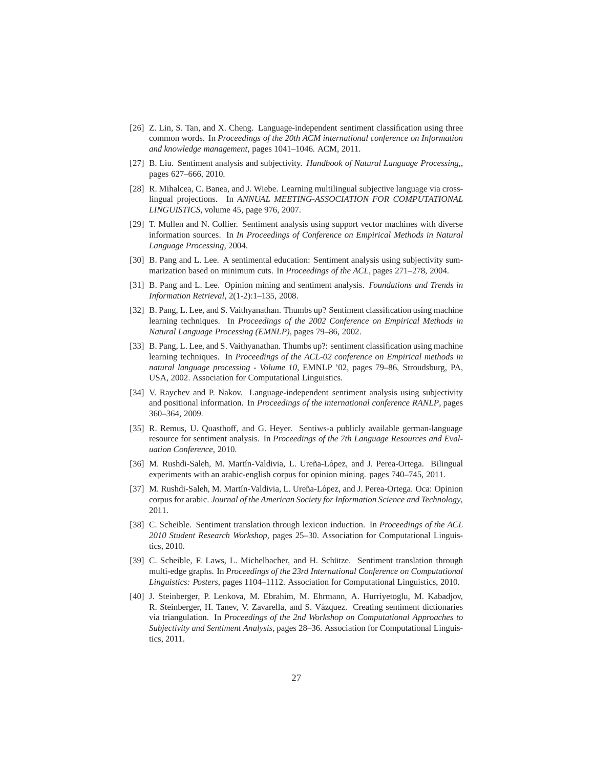[26] Z. Lin, S. Tan, and X. Cheng. Language-independent sentiment classification using three common words. In *Proceedings of the 20th ACM international conference on Information and knowledge management*, pages 1041–1046. ACM, 2011.

[27] B. Liu. Sentiment analysis and subjectivity. *Handbook of Natural Language Processing,*, pages 627–666, 2010.

[28] R. Mihalcea, C. Banea, and J. Wiebe. Learning multilingual subjective language via cross-lingual projections. In *ANNUAL MEETING-ASSOCIATION FOR COMPUTATIONAL LINGUISTICS*, volume 45, page 976, 2007.

[29] T. Mullen and N. Collier. Sentiment analysis using support vector machines with diverse information sources. In *In Proceedings of Conference on Empirical Methods in Natural Language Processing*, 2004.

[30] B. Pang and L. Lee. A sentimental education: Sentiment analysis using subjectivity summarization based on minimum cuts. In *Proceedings of the ACL*, pages 271–278, 2004.

[31] B. Pang and L. Lee. Opinion mining and sentiment analysis. *Foundations and Trends in Information Retrieval*, 2(1-2):1–135, 2008.

[32] B. Pang, L. Lee, and S. Vaithyanathan. Thumbs up? Sentiment classification using machine learning techniques. In *Proceedings of the 2002 Conference on Empirical Methods in Natural Language Processing (EMNLP)*, pages 79–86, 2002.

[33] B. Pang, L. Lee, and S. Vaithyanathan. Thumbs up?: sentiment classification using machine learning techniques. In *Proceedings of the ACL-02 conference on Empirical methods in natural language processing - Volume 10*, EMNLP '02, pages 79–86, Stroudsburg, PA, USA, 2002. Association for Computational Linguistics.

[34] V. Raychev and P. Nakov. Language-independent sentiment analysis using subjectivity and positional information. In *Proceedings of the international conference RANLP*, pages 360–364, 2009.

[35] R. Remus, U. Quasthoff, and G. Heyer. Sentiws-a publicly available german-language resource for sentiment analysis. In *Proceedings of the 7th Language Resources and Evaluation Conference*, 2010.

[36] M. Rushdi-Saleh, M. Martín-Valdivia, L. Ureña-López, and J. Perea-Ortega. Bilingual experiments with an arabic-english corpus for opinion mining. pages 740–745, 2011.

[37] M. Rushdi-Saleh, M. Martín-Valdivia, L. Ureña-López, and J. Perea-Ortega. Oca: Opinion corpus for arabic. *Journal of the American Society for Information Science and Technology*, 2011.

[38] C. Scheible. Sentiment translation through lexicon induction. In *Proceedings of the ACL 2010 Student Research Workshop*, pages 25–30. Association for Computational Linguistics, 2010.

[39] C. Scheible, F. Laws, L. Michelbacher, and H. Schütze. Sentiment translation through multi-edge graphs. In *Proceedings of the 23rd International Conference on Computational Linguistics: Posters*, pages 1104–1112. Association for Computational Linguistics, 2010.

[40] J. Steinberger, P. Lenkova, M. Ebrahim, M. Ehrmann, A. Hurriyetoglu, M. Kabadjov, R. Steinberger, H. Tanev, V. Zavarella, and S. Vázquez. Creating sentiment dictionaries via triangulation. In *Proceedings of the 2nd Workshop on Computational Approaches to Subjectivity and Sentiment Analysis*, pages 28–36. Association for Computational Linguistics, 2011.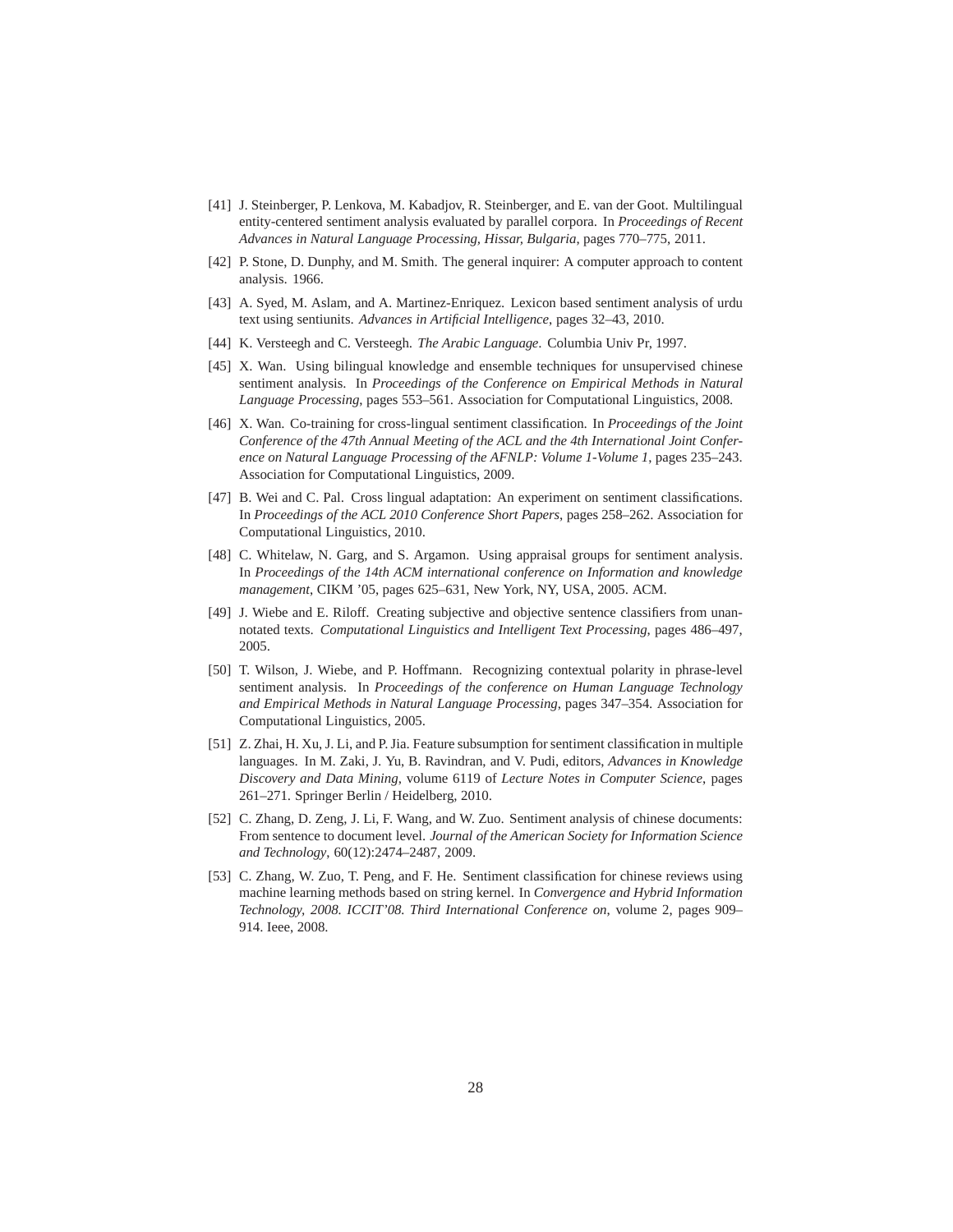[41] J. Steinberger, P. Lenkova, M. Kabadjov, R. Steinberger, and E. van der Goot. Multilingual entity-centered sentiment analysis evaluated by parallel corpora. In *Proceedings of Recent Advances in Natural Language Processing, Hissar, Bulgaria*, pages 770–775, 2011.

[42] P. Stone, D. Dunphy, and M. Smith. The general inquirer: A computer approach to content analysis. 1966.

[43] A. Syed, M. Aslam, and A. Martinez-Enriquez. Lexicon based sentiment analysis of urdu text using sentiunits. *Advances in Artificial Intelligence*, pages 32–43, 2010.

[44] K. Versteegh and C. Versteegh. *The Arabic Language*. Columbia Univ Pr, 1997.

[45] X. Wan. Using bilingual knowledge and ensemble techniques for unsupervised chinese sentiment analysis. In *Proceedings of the Conference on Empirical Methods in Natural Language Processing*, pages 553–561. Association for Computational Linguistics, 2008.

[46] X. Wan. Co-training for cross-lingual sentiment classification. In *Proceedings of the Joint Conference of the 47th Annual Meeting of the ACL and the 4th International Joint Conference on Natural Language Processing of the AFNLP: Volume 1-Volume 1*, pages 235–243. Association for Computational Linguistics, 2009.

[47] B. Wei and C. Pal. Cross lingual adaptation: An experiment on sentiment classifications. In *Proceedings of the ACL 2010 Conference Short Papers*, pages 258–262. Association for Computational Linguistics, 2010.

[48] C. Whitelaw, N. Garg, and S. Argamon. Using appraisal groups for sentiment analysis. In *Proceedings of the 14th ACM international conference on Information and knowledge management*, CIKM '05, pages 625–631, New York, NY, USA, 2005. ACM.

[49] J. Wiebe and E. Riloff. Creating subjective and objective sentence classifiers from unannotated texts. *Computational Linguistics and Intelligent Text Processing*, pages 486–497, 2005.

[50] T. Wilson, J. Wiebe, and P. Hoffmann. Recognizing contextual polarity in phrase-level sentiment analysis. In *Proceedings of the conference on Human Language Technology and Empirical Methods in Natural Language Processing*, pages 347–354. Association for Computational Linguistics, 2005.

[51] Z. Zhai, H. Xu, J. Li, and P. Jia. Feature subsumption for sentiment classification in multiple languages. In M. Zaki, J. Yu, B. Ravindran, and V. Pudi, editors, *Advances in Knowledge Discovery and Data Mining*, volume 6119 of *Lecture Notes in Computer Science*, pages 261–271. Springer Berlin / Heidelberg, 2010.

[52] C. Zhang, D. Zeng, J. Li, F. Wang, and W. Zuo. Sentiment analysis of chinese documents: From sentence to document level. *Journal of the American Society for Information Science and Technology*, 60(12):2474–2487, 2009.

[53] C. Zhang, W. Zuo, T. Peng, and F. He. Sentiment classification for chinese reviews using machine learning methods based on string kernel. In *Convergence and Hybrid Information Technology, 2008. ICCIT'08. Third International Conference on*, volume 2, pages 909–914. Ieee, 2008.